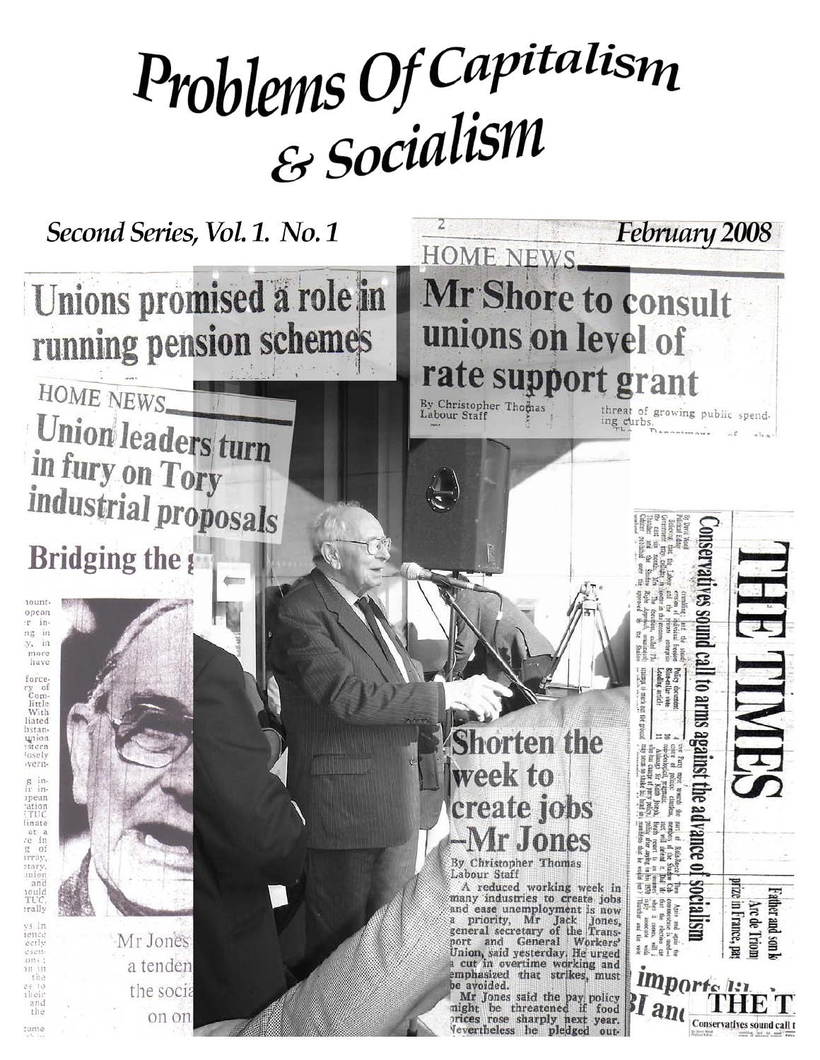# Problems Of Capitalism & Socialism

*Second Series, Vol. 1. No. 1*

*February 2008*

HOME NEWS

## Mr Shore to consult unions on level of rate support grant

By Christopher Thomas
Labour Staff

threat of growing public spending curbs.

## Unions promised a role in running pension schemes

HOME NEWS

## Union leaders turn in fury on Tory industrial proposals

## Bridging the g

## Conservatives sound call to arms against the advance of socialism

THE TIMES

## Shorten the week to create jobs —Mr Jones

By Christopher Thomas
Labour Staff

A reduced working week in many industries to create jobs and ease unemployment is now a priority, Mr Jack Jones, general secretary of the Transport and General Workers' Union, said yesterday. He urged a cut in overtime working and emphasized that strikes must be avoided.

Mr Jones said the pay policy might be threatened if food prices rose sharply next year. Nevertheless he pledged out-

Mr Jones a tenden the socia on on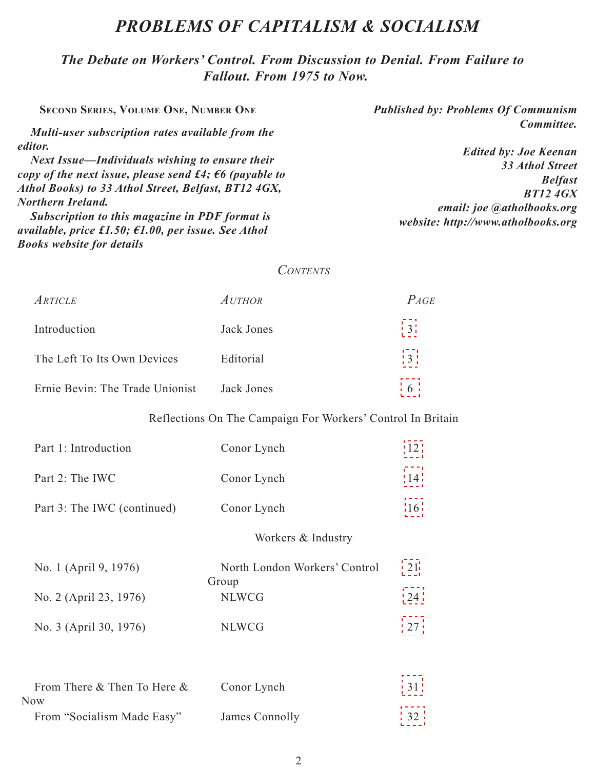# PROBLEMS OF CAPITALISM & SOCIALISM

## *The Debate on Workers' Control. From Discussion to Denial. From Failure to Fallout. From 1975 to Now.*

**Second Series, Volume One, Number One**

***Multi-user subscription rates available from the editor.***

***Next Issue—Individuals wishing to ensure their copy of the next issue, please send £4; €6 (payable to Athol Books) to 33 Athol Street, Belfast, BT12 4GX, Northern Ireland.***

***Subscription to this magazine in PDF format is available, price £1.50; €1.00, per issue. See Athol Books website for details***

***Published by: Problems Of Communism Committee.***

***Edited by: Joe Keenan***
***33 Athol Street***
***Belfast***
***BT12 4GX***
***email: joe @atholbooks.org***
***website: http://www.atholbooks.org***

*Contents*

| *Article* | *Author* | *Page* |
|---|---|---|
| Introduction | Jack Jones | 3 |
| The Left To Its Own Devices | Editorial | 3 |
| Ernie Bevin: The Trade Unionist | Jack Jones | 6 |
| **Reflections On The Campaign For Workers' Control In Britain** | | |
| Part 1: Introduction | Conor Lynch | 12 |
| Part 2: The IWC | Conor Lynch | 14 |
| Part 3: The IWC (continued) | Conor Lynch | 16 |
| **Workers & Industry** | | |
| No. 1 (April 9, 1976) | North London Workers' Control Group | 21 |
| No. 2 (April 23, 1976) | NLWCG | 24 |
| No. 3 (April 30, 1976) | NLWCG | 27 |
| From There & Then To Here & Now | Conor Lynch | 31 |
| From "Socialism Made Easy" | James Connolly | 32 |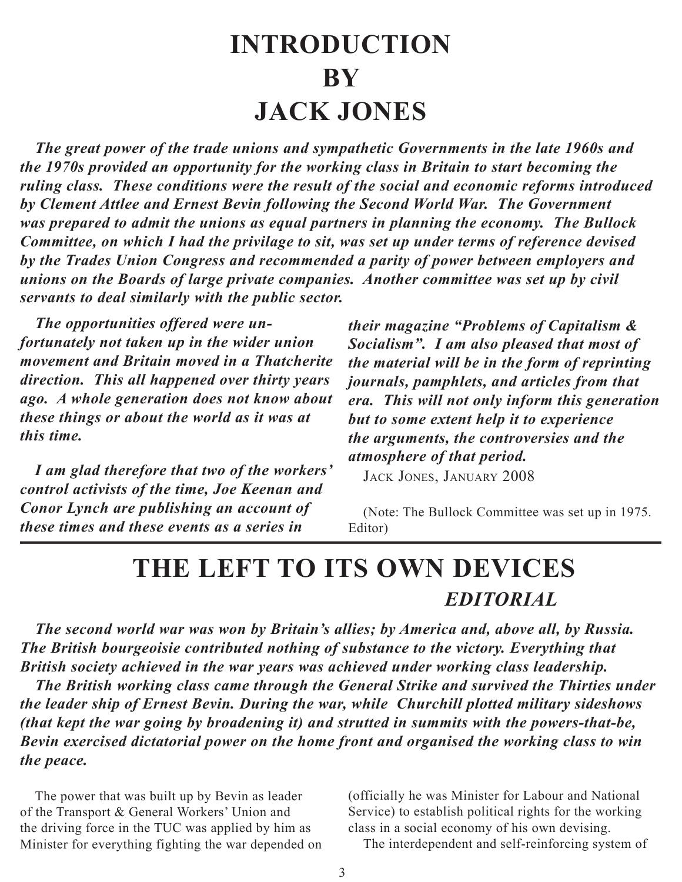# INTRODUCTION BY JACK JONES

***The great power of the trade unions and sympathetic Governments in the late 1960s and the 1970s provided an opportunity for the working class in Britain to start becoming the ruling class. These conditions were the result of the social and economic reforms introduced by Clement Attlee and Ernest Bevin following the Second World War. The Government was prepared to admit the unions as equal partners in planning the economy. The Bullock Committee, on which I had the privilage to sit, was set up under terms of reference devised by the Trades Union Congress and recommended a parity of power between employers and unions on the Boards of large private companies. Another committee was set up by civil servants to deal similarly with the public sector.***

***The opportunities offered were unfortunately not taken up in the wider union movement and Britain moved in a Thatcherite direction. This all happened over thirty years ago. A whole generation does not know about these things or about the world as it was at this time.***

***I am glad therefore that two of the workers' control activists of the time, Joe Keenan and Conor Lynch are publishing an account of these times and these events as a series in their magazine "Problems of Capitalism & Socialism". I am also pleased that most of the material will be in the form of reprinting journals, pamphlets, and articles from that era. This will not only inform this generation but to some extent help it to experience the arguments, the controversies and the atmosphere of that period.***

JACK JONES, JANUARY 2008

(Note: The Bullock Committee was set up in 1975. Editor)

# THE LEFT TO ITS OWN DEVICES

## *EDITORIAL*

***The second world war was won by Britain's allies; by America and, above all, by Russia. The British bourgeoisie contributed nothing of substance to the victory. Everything that British society achieved in the war years was achieved under working class leadership.***

***The British working class came through the General Strike and survived the Thirties under the leader ship of Ernest Bevin. During the war, while Churchill plotted military sideshows (that kept the war going by broadening it) and strutted in summits with the powers-that-be, Bevin exercised dictatorial power on the home front and organised the working class to win the peace.***

The power that was built up by Bevin as leader of the Transport & General Workers' Union and the driving force in the TUC was applied by him as Minister for everything fighting the war depended on (officially he was Minister for Labour and National Service) to establish political rights for the working class in a social economy of his own devising.

The interdependent and self-reinforcing system of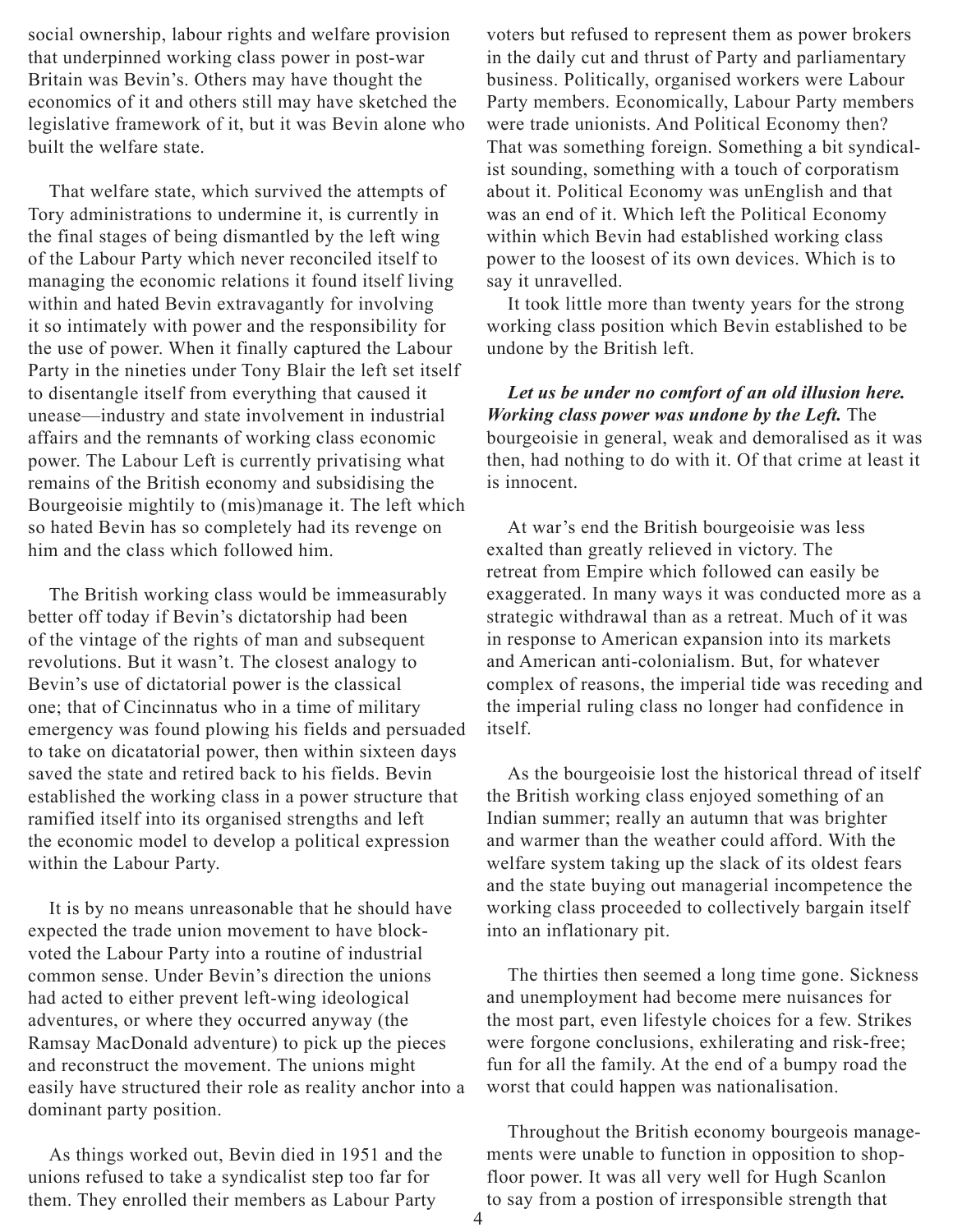social ownership, labour rights and welfare provision that underpinned working class power in post-war Britain was Bevin's. Others may have thought the economics of it and others still may have sketched the legislative framework of it, but it was Bevin alone who built the welfare state.

That welfare state, which survived the attempts of Tory administrations to undermine it, is currently in the final stages of being dismantled by the left wing of the Labour Party which never reconciled itself to managing the economic relations it found itself living within and hated Bevin extravagantly for involving it so intimately with power and the responsibility for the use of power. When it finally captured the Labour Party in the nineties under Tony Blair the left set itself to disentangle itself from everything that caused it unease—industry and state involvement in industrial affairs and the remnants of working class economic power. The Labour Left is currently privatising what remains of the British economy and subsidising the Bourgeoisie mightily to (mis)manage it. The left which so hated Bevin has so completely had its revenge on him and the class which followed him.

The British working class would be immeasurably better off today if Bevin's dictatorship had been of the vintage of the rights of man and subsequent revolutions. But it wasn't. The closest analogy to Bevin's use of dictatorial power is the classical one; that of Cincinnatus who in a time of military emergency was found plowing his fields and persuaded to take on dicatatorial power, then within sixteen days saved the state and retired back to his fields. Bevin established the working class in a power structure that ramified itself into its organised strengths and left the economic model to develop a political expression within the Labour Party.

It is by no means unreasonable that he should have expected the trade union movement to have block-voted the Labour Party into a routine of industrial common sense. Under Bevin's direction the unions had acted to either prevent left-wing ideological adventures, or where they occurred anyway (the Ramsay MacDonald adventure) to pick up the pieces and reconstruct the movement. The unions might easily have structured their role as reality anchor into a dominant party position.

As things worked out, Bevin died in 1951 and the unions refused to take a syndicalist step too far for them. They enrolled their members as Labour Party voters but refused to represent them as power brokers in the daily cut and thrust of Party and parliamentary business. Politically, organised workers were Labour Party members. Economically, Labour Party members were trade unionists. And Political Economy then? That was something foreign. Something a bit syndicalist sounding, something with a touch of corporatism about it. Political Economy was unEnglish and that was an end of it. Which left the Political Economy within which Bevin had established working class power to the loosest of its own devices. Which is to say it unravelled.

It took little more than twenty years for the strong working class position which Bevin established to be undone by the British left.

***Let us be under no comfort of an old illusion here. Working class power was undone by the Left.*** The bourgeoisie in general, weak and demoralised as it was then, had nothing to do with it. Of that crime at least it is innocent.

At war's end the British bourgeoisie was less exalted than greatly relieved in victory. The retreat from Empire which followed can easily be exaggerated. In many ways it was conducted more as a strategic withdrawal than as a retreat. Much of it was in response to American expansion into its markets and American anti-colonialism. But, for whatever complex of reasons, the imperial tide was receding and the imperial ruling class no longer had confidence in itself.

As the bourgeoisie lost the historical thread of itself the British working class enjoyed something of an Indian summer; really an autumn that was brighter and warmer than the weather could afford. With the welfare system taking up the slack of its oldest fears and the state buying out managerial incompetence the working class proceeded to collectively bargain itself into an inflationary pit.

The thirties then seemed a long time gone. Sickness and unemployment had become mere nuisances for the most part, even lifestyle choices for a few. Strikes were forgone conclusions, exhilerating and risk-free; fun for all the family. At the end of a bumpy road the worst that could happen was nationalisation.

Throughout the British economy bourgeois managements were unable to function in opposition to shop-floor power. It was all very well for Hugh Scanlon to say from a postion of irresponsible strength that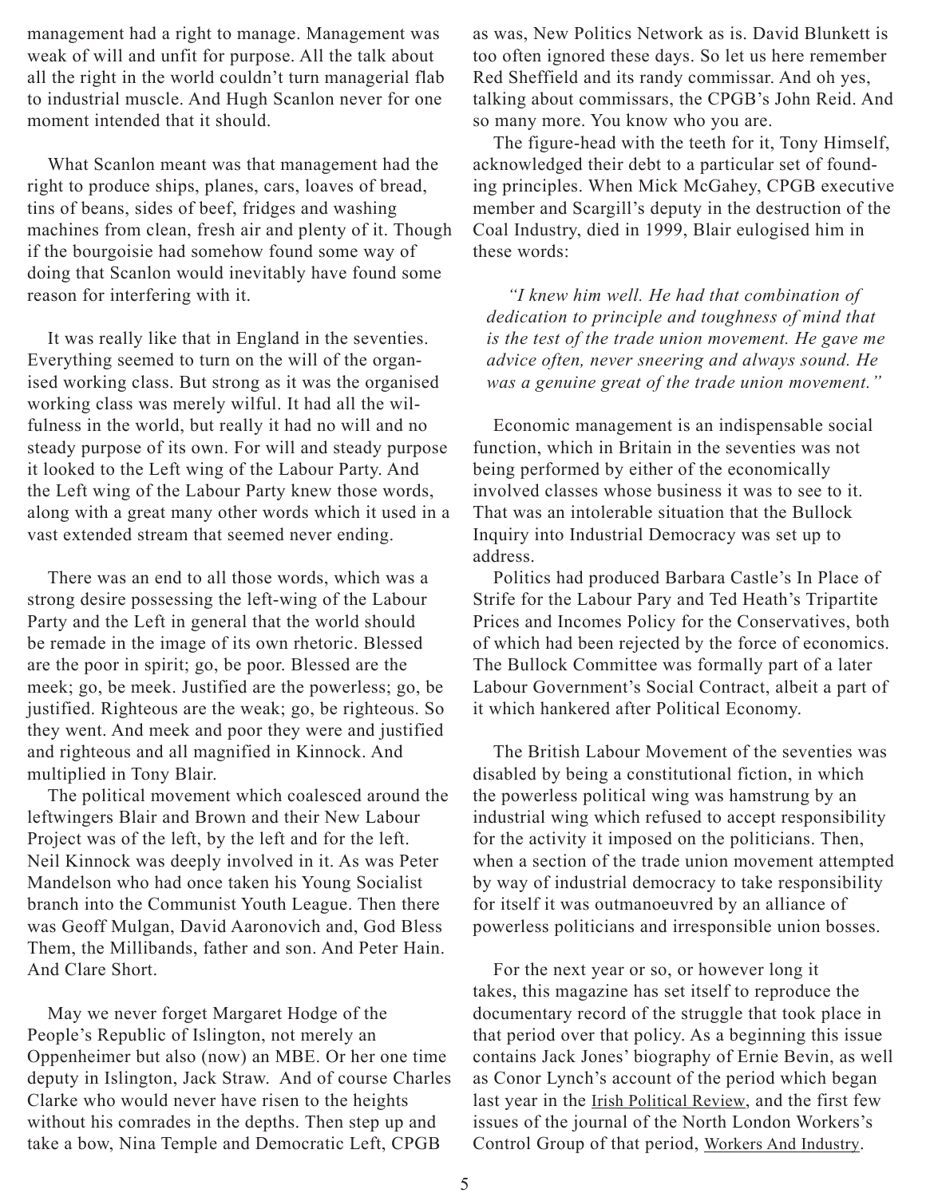management had a right to manage. Management was weak of will and unfit for purpose. All the talk about all the right in the world couldn't turn managerial flab to industrial muscle. And Hugh Scanlon never for one moment intended that it should.

What Scanlon meant was that management had the right to produce ships, planes, cars, loaves of bread, tins of beans, sides of beef, fridges and washing machines from clean, fresh air and plenty of it. Though if the bourgoisie had somehow found some way of doing that Scanlon would inevitably have found some reason for interfering with it.

It was really like that in England in the seventies. Everything seemed to turn on the will of the organised working class. But strong as it was the organised working class was merely wilful. It had all the wilfulness in the world, but really it had no will and no steady purpose of its own. For will and steady purpose it looked to the Left wing of the Labour Party. And the Left wing of the Labour Party knew those words, along with a great many other words which it used in a vast extended stream that seemed never ending.

There was an end to all those words, which was a strong desire possessing the left-wing of the Labour Party and the Left in general that the world should be remade in the image of its own rhetoric. Blessed are the poor in spirit; go, be poor. Blessed are the meek; go, be meek. Justified are the powerless; go, be justified. Righteous are the weak; go, be righteous. So they went. And meek and poor they were and justified and righteous and all magnified in Kinnock. And multiplied in Tony Blair.

The political movement which coalesced around the leftwingers Blair and Brown and their New Labour Project was of the left, by the left and for the left. Neil Kinnock was deeply involved in it. As was Peter Mandelson who had once taken his Young Socialist branch into the Communist Youth League. Then there was Geoff Mulgan, David Aaronovich and, God Bless Them, the Millibands, father and son. And Peter Hain. And Clare Short.

May we never forget Margaret Hodge of the People's Republic of Islington, not merely an Oppenheimer but also (now) an MBE. Or her one time deputy in Islington, Jack Straw. And of course Charles Clarke who would never have risen to the heights without his comrades in the depths. Then step up and take a bow, Nina Temple and Democratic Left, CPGB as was, New Politics Network as is. David Blunkett is too often ignored these days. So let us here remember Red Sheffield and its randy commissar. And oh yes, talking about commissars, the CPGB's John Reid. And so many more. You know who you are.

The figure-head with the teeth for it, Tony Himself, acknowledged their debt to a particular set of founding principles. When Mick McGahey, CPGB executive member and Scargill's deputy in the destruction of the Coal Industry, died in 1999, Blair eulogised him in these words:

> *"I knew him well. He had that combination of dedication to principle and toughness of mind that is the test of the trade union movement. He gave me advice often, never sneering and always sound. He was a genuine great of the trade union movement."*

Economic management is an indispensable social function, which in Britain in the seventies was not being performed by either of the economically involved classes whose business it was to see to it. That was an intolerable situation that the Bullock Inquiry into Industrial Democracy was set up to address.

Politics had produced Barbara Castle's In Place of Strife for the Labour Pary and Ted Heath's Tripartite Prices and Incomes Policy for the Conservatives, both of which had been rejected by the force of economics. The Bullock Committee was formally part of a later Labour Government's Social Contract, albeit a part of it which hankered after Political Economy.

The British Labour Movement of the seventies was disabled by being a constitutional fiction, in which the powerless political wing was hamstrung by an industrial wing which refused to accept responsibility for the activity it imposed on the politicians. Then, when a section of the trade union movement attempted by way of industrial democracy to take responsibility for itself it was outmanoeuvred by an alliance of powerless politicians and irresponsible union bosses.

For the next year or so, or however long it takes, this magazine has set itself to reproduce the documentary record of the struggle that took place in that period over that policy. As a beginning this issue contains Jack Jones' biography of Ernie Bevin, as well as Conor Lynch's account of the period which began last year in the Irish Political Review, and the first few issues of the journal of the North London Workers's Control Group of that period, Workers And Industry.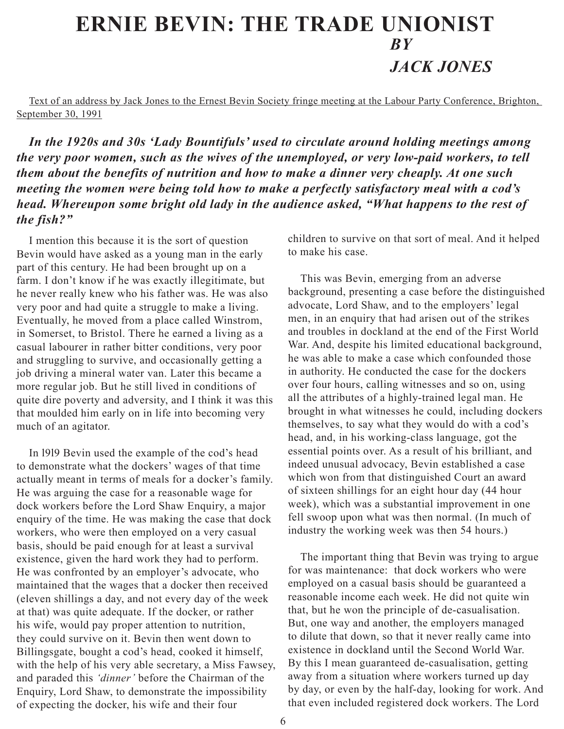# ERNIE BEVIN: THE TRADE UNIONIST

***BY***

***JACK JONES***

Text of an address by Jack Jones to the Ernest Bevin Society fringe meeting at the Labour Party Conference, Brighton, September 30, 1991

***In the 1920s and 30s 'Lady Bountifuls' used to circulate around holding meetings among the very poor women, such as the wives of the unemployed, or very low-paid workers, to tell them about the benefits of nutrition and how to make a dinner very cheaply. At one such meeting the women were being told how to make a perfectly satisfactory meal with a cod's head. Whereupon some bright old lady in the audience asked, "What happens to the rest of the fish?"***

I mention this because it is the sort of question Bevin would have asked as a young man in the early part of this century. He had been brought up on a farm. I don't know if he was exactly illegitimate, but he never really knew who his father was. He was also very poor and had quite a struggle to make a living. Eventually, he moved from a place called Winstrom, in Somerset, to Bristol. There he earned a living as a casual labourer in rather bitter conditions, very poor and struggling to survive, and occasionally getting a job driving a mineral water van. Later this became a more regular job. But he still lived in conditions of quite dire poverty and adversity, and I think it was this that moulded him early on in life into becoming very much of an agitator.

In l9l9 Bevin used the example of the cod's head to demonstrate what the dockers' wages of that time actually meant in terms of meals for a docker's family. He was arguing the case for a reasonable wage for dock workers before the Lord Shaw Enquiry, a major enquiry of the time. He was making the case that dock workers, who were then employed on a very casual basis, should be paid enough for at least a survival existence, given the hard work they had to perform. He was confronted by an employer's advocate, who maintained that the wages that a docker then received (eleven shillings a day, and not every day of the week at that) was quite adequate. If the docker, or rather his wife, would pay proper attention to nutrition, they could survive on it. Bevin then went down to Billingsgate, bought a cod's head, cooked it himself, with the help of his very able secretary, a Miss Fawsey, and paraded this *'dinner'* before the Chairman of the Enquiry, Lord Shaw, to demonstrate the impossibility of expecting the docker, his wife and their four children to survive on that sort of meal. And it helped to make his case.

This was Bevin, emerging from an adverse background, presenting a case before the distinguished advocate, Lord Shaw, and to the employers' legal men, in an enquiry that had arisen out of the strikes and troubles in dockland at the end of the First World War. And, despite his limited educational background, he was able to make a case which confounded those in authority. He conducted the case for the dockers over four hours, calling witnesses and so on, using all the attributes of a highly-trained legal man. He brought in what witnesses he could, including dockers themselves, to say what they would do with a cod's head, and, in his working-class language, got the essential points over. As a result of his brilliant, and indeed unusual advocacy, Bevin established a case which won from that distinguished Court an award of sixteen shillings for an eight hour day (44 hour week), which was a substantial improvement in one fell swoop upon what was then normal. (In much of industry the working week was then 54 hours.)

The important thing that Bevin was trying to argue for was maintenance: that dock workers who were employed on a casual basis should be guaranteed a reasonable income each week. He did not quite win that, but he won the principle of de-casualisation. But, one way and another, the employers managed to dilute that down, so that it never really came into existence in dockland until the Second World War. By this I mean guaranteed de-casualisation, getting away from a situation where workers turned up day by day, or even by the half-day, looking for work. And that even included registered dock workers. The Lord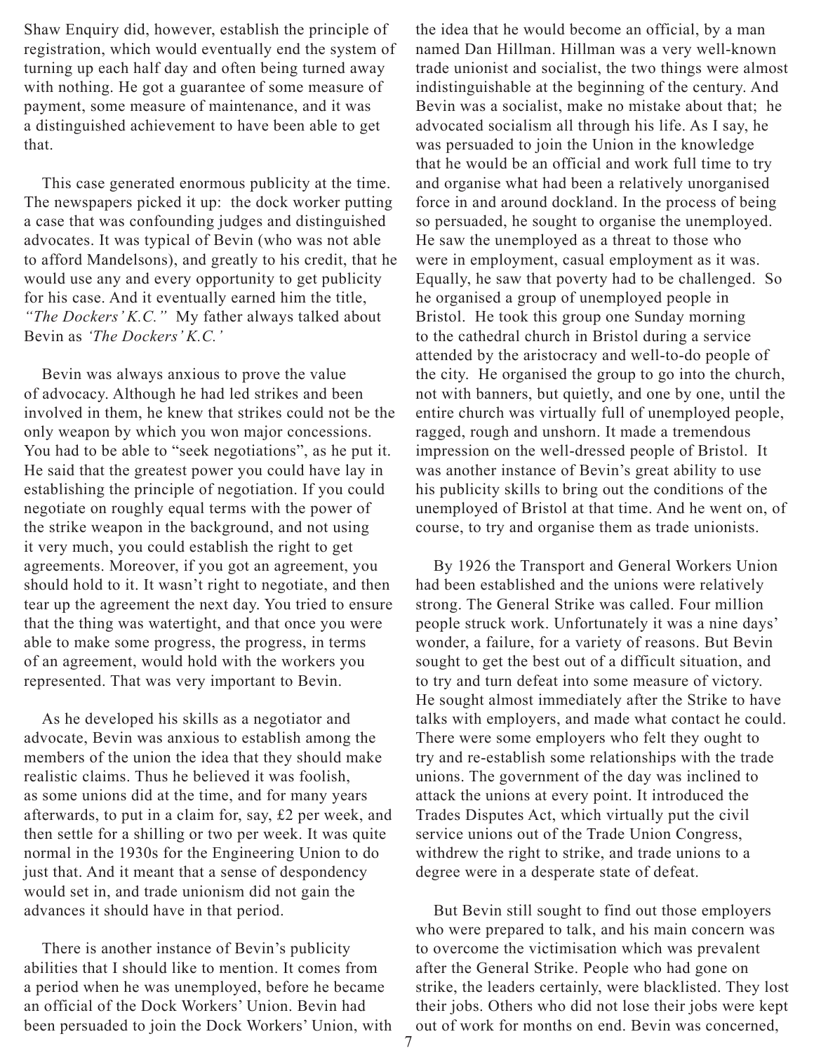Shaw Enquiry did, however, establish the principle of registration, which would eventually end the system of turning up each half day and often being turned away with nothing. He got a guarantee of some measure of payment, some measure of maintenance, and it was a distinguished achievement to have been able to get that.

This case generated enormous publicity at the time. The newspapers picked it up: the dock worker putting a case that was confounding judges and distinguished advocates. It was typical of Bevin (who was not able to afford Mandelsons), and greatly to his credit, that he would use any and every opportunity to get publicity for his case. And it eventually earned him the title, *"The Dockers' K.C."* My father always talked about Bevin as *'The Dockers' K.C.'*

Bevin was always anxious to prove the value of advocacy. Although he had led strikes and been involved in them, he knew that strikes could not be the only weapon by which you won major concessions. You had to be able to "seek negotiations", as he put it. He said that the greatest power you could have lay in establishing the principle of negotiation. If you could negotiate on roughly equal terms with the power of the strike weapon in the background, and not using it very much, you could establish the right to get agreements. Moreover, if you got an agreement, you should hold to it. It wasn't right to negotiate, and then tear up the agreement the next day. You tried to ensure that the thing was watertight, and that once you were able to make some progress, the progress, in terms of an agreement, would hold with the workers you represented. That was very important to Bevin.

As he developed his skills as a negotiator and advocate, Bevin was anxious to establish among the members of the union the idea that they should make realistic claims. Thus he believed it was foolish, as some unions did at the time, and for many years afterwards, to put in a claim for, say, £2 per week, and then settle for a shilling or two per week. It was quite normal in the 1930s for the Engineering Union to do just that. And it meant that a sense of despondency would set in, and trade unionism did not gain the advances it should have in that period.

There is another instance of Bevin's publicity abilities that I should like to mention. It comes from a period when he was unemployed, before he became an official of the Dock Workers' Union. Bevin had been persuaded to join the Dock Workers' Union, with the idea that he would become an official, by a man named Dan Hillman. Hillman was a very well-known trade unionist and socialist, the two things were almost indistinguishable at the beginning of the century. And Bevin was a socialist, make no mistake about that; he advocated socialism all through his life. As I say, he was persuaded to join the Union in the knowledge that he would be an official and work full time to try and organise what had been a relatively unorganised force in and around dockland. In the process of being so persuaded, he sought to organise the unemployed. He saw the unemployed as a threat to those who were in employment, casual employment as it was. Equally, he saw that poverty had to be challenged. So he organised a group of unemployed people in Bristol. He took this group one Sunday morning to the cathedral church in Bristol during a service attended by the aristocracy and well-to-do people of the city. He organised the group to go into the church, not with banners, but quietly, and one by one, until the entire church was virtually full of unemployed people, ragged, rough and unshorn. It made a tremendous impression on the well-dressed people of Bristol. It was another instance of Bevin's great ability to use his publicity skills to bring out the conditions of the unemployed of Bristol at that time. And he went on, of course, to try and organise them as trade unionists.

By 1926 the Transport and General Workers Union had been established and the unions were relatively strong. The General Strike was called. Four million people struck work. Unfortunately it was a nine days' wonder, a failure, for a variety of reasons. But Bevin sought to get the best out of a difficult situation, and to try and turn defeat into some measure of victory. He sought almost immediately after the Strike to have talks with employers, and made what contact he could. There were some employers who felt they ought to try and re-establish some relationships with the trade unions. The government of the day was inclined to attack the unions at every point. It introduced the Trades Disputes Act, which virtually put the civil service unions out of the Trade Union Congress, withdrew the right to strike, and trade unions to a degree were in a desperate state of defeat.

But Bevin still sought to find out those employers who were prepared to talk, and his main concern was to overcome the victimisation which was prevalent after the General Strike. People who had gone on strike, the leaders certainly, were blacklisted. They lost their jobs. Others who did not lose their jobs were kept out of work for months on end. Bevin was concerned,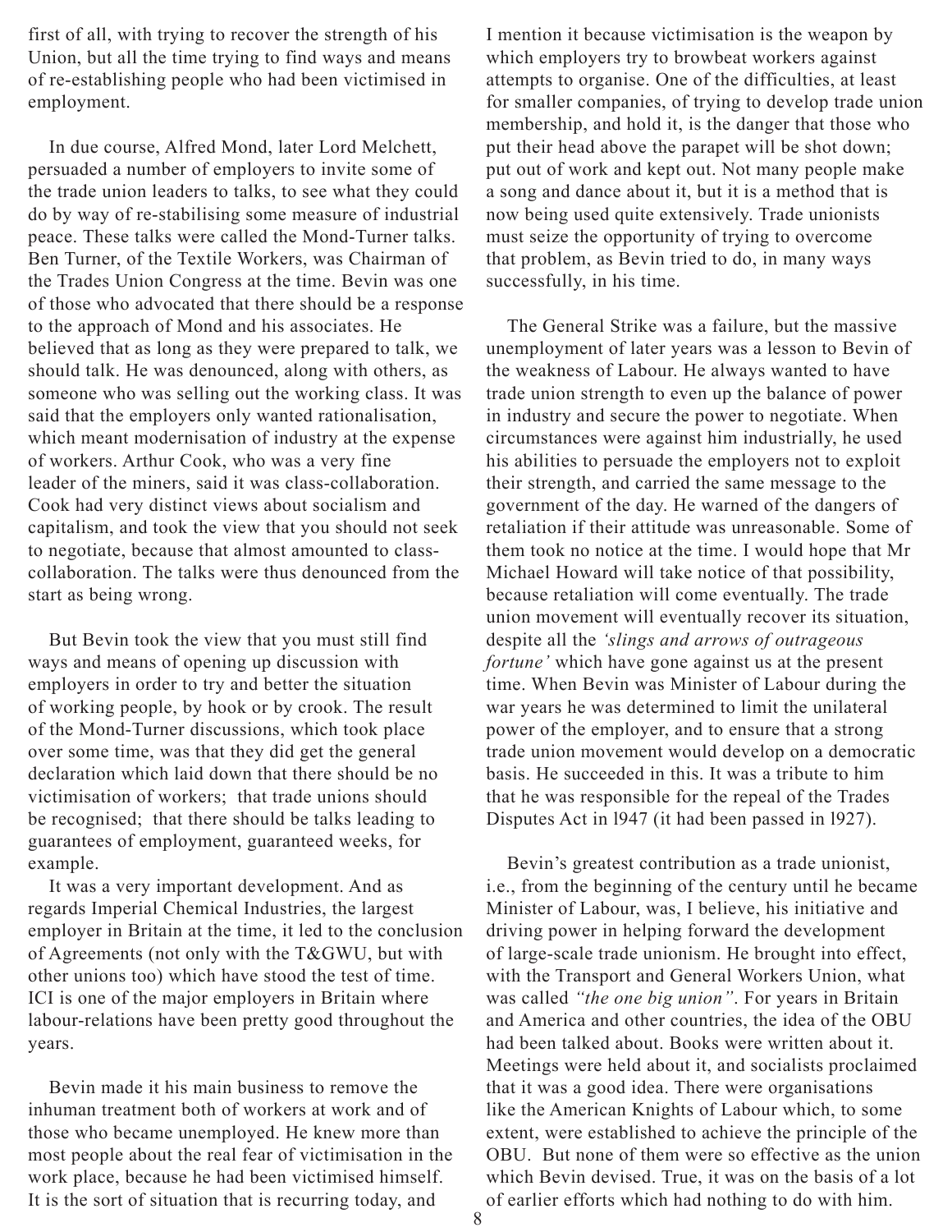first of all, with trying to recover the strength of his Union, but all the time trying to find ways and means of re-establishing people who had been victimised in employment.

In due course, Alfred Mond, later Lord Melchett, persuaded a number of employers to invite some of the trade union leaders to talks, to see what they could do by way of re-stabilising some measure of industrial peace. These talks were called the Mond-Turner talks. Ben Turner, of the Textile Workers, was Chairman of the Trades Union Congress at the time. Bevin was one of those who advocated that there should be a response to the approach of Mond and his associates. He believed that as long as they were prepared to talk, we should talk. He was denounced, along with others, as someone who was selling out the working class. It was said that the employers only wanted rationalisation, which meant modernisation of industry at the expense of workers. Arthur Cook, who was a very fine leader of the miners, said it was class-collaboration. Cook had very distinct views about socialism and capitalism, and took the view that you should not seek to negotiate, because that almost amounted to class-collaboration. The talks were thus denounced from the start as being wrong.

But Bevin took the view that you must still find ways and means of opening up discussion with employers in order to try and better the situation of working people, by hook or by crook. The result of the Mond-Turner discussions, which took place over some time, was that they did get the general declaration which laid down that there should be no victimisation of workers; that trade unions should be recognised; that there should be talks leading to guarantees of employment, guaranteed weeks, for example.

It was a very important development. And as regards Imperial Chemical Industries, the largest employer in Britain at the time, it led to the conclusion of Agreements (not only with the T&GWU, but with other unions too) which have stood the test of time. ICI is one of the major employers in Britain where labour-relations have been pretty good throughout the years.

Bevin made it his main business to remove the inhuman treatment both of workers at work and of those who became unemployed. He knew more than most people about the real fear of victimisation in the work place, because he had been victimised himself. It is the sort of situation that is recurring today, and I mention it because victimisation is the weapon by which employers try to browbeat workers against attempts to organise. One of the difficulties, at least for smaller companies, of trying to develop trade union membership, and hold it, is the danger that those who put their head above the parapet will be shot down; put out of work and kept out. Not many people make a song and dance about it, but it is a method that is now being used quite extensively. Trade unionists must seize the opportunity of trying to overcome that problem, as Bevin tried to do, in many ways successfully, in his time.

The General Strike was a failure, but the massive unemployment of later years was a lesson to Bevin of the weakness of Labour. He always wanted to have trade union strength to even up the balance of power in industry and secure the power to negotiate. When circumstances were against him industrially, he used his abilities to persuade the employers not to exploit their strength, and carried the same message to the government of the day. He warned of the dangers of retaliation if their attitude was unreasonable. Some of them took no notice at the time. I would hope that Mr Michael Howard will take notice of that possibility, because retaliation will come eventually. The trade union movement will eventually recover its situation, despite all the *'slings and arrows of outrageous fortune'* which have gone against us at the present time. When Bevin was Minister of Labour during the war years he was determined to limit the unilateral power of the employer, and to ensure that a strong trade union movement would develop on a democratic basis. He succeeded in this. It was a tribute to him that he was responsible for the repeal of the Trades Disputes Act in 1947 (it had been passed in 1927).

Bevin's greatest contribution as a trade unionist, i.e., from the beginning of the century until he became Minister of Labour, was, I believe, his initiative and driving power in helping forward the development of large-scale trade unionism. He brought into effect, with the Transport and General Workers Union, what was called *"the one big union"*. For years in Britain and America and other countries, the idea of the OBU had been talked about. Books were written about it. Meetings were held about it, and socialists proclaimed that it was a good idea. There were organisations like the American Knights of Labour which, to some extent, were established to achieve the principle of the OBU. But none of them were so effective as the union which Bevin devised. True, it was on the basis of a lot of earlier efforts which had nothing to do with him.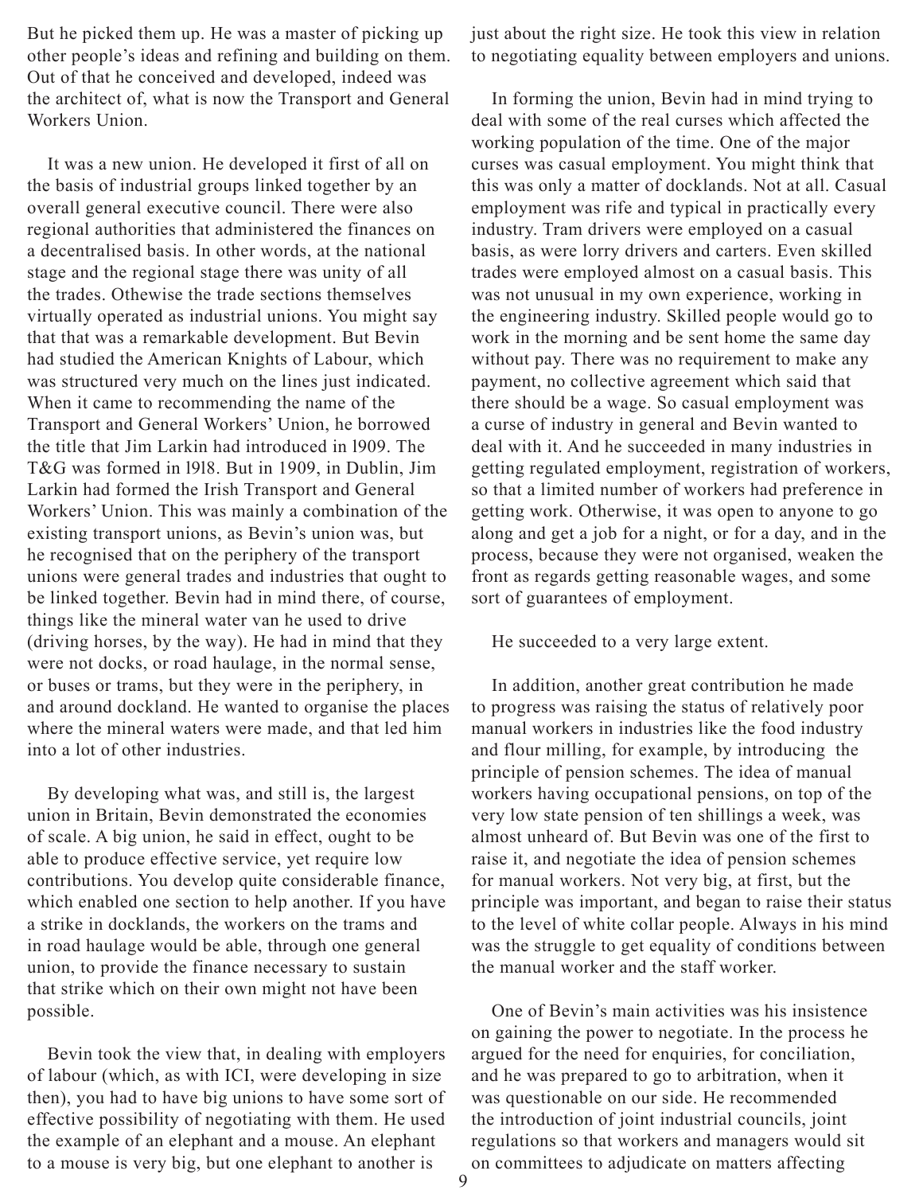But he picked them up. He was a master of picking up other people's ideas and refining and building on them. Out of that he conceived and developed, indeed was the architect of, what is now the Transport and General Workers Union.

It was a new union. He developed it first of all on the basis of industrial groups linked together by an overall general executive council. There were also regional authorities that administered the finances on a decentralised basis. In other words, at the national stage and the regional stage there was unity of all the trades. Othewise the trade sections themselves virtually operated as industrial unions. You might say that that was a remarkable development. But Bevin had studied the American Knights of Labour, which was structured very much on the lines just indicated. When it came to recommending the name of the Transport and General Workers' Union, he borrowed the title that Jim Larkin had introduced in l909. The T&G was formed in l9l8. But in 1909, in Dublin, Jim Larkin had formed the Irish Transport and General Workers' Union. This was mainly a combination of the existing transport unions, as Bevin's union was, but he recognised that on the periphery of the transport unions were general trades and industries that ought to be linked together. Bevin had in mind there, of course, things like the mineral water van he used to drive (driving horses, by the way). He had in mind that they were not docks, or road haulage, in the normal sense, or buses or trams, but they were in the periphery, in and around dockland. He wanted to organise the places where the mineral waters were made, and that led him into a lot of other industries.

By developing what was, and still is, the largest union in Britain, Bevin demonstrated the economies of scale. A big union, he said in effect, ought to be able to produce effective service, yet require low contributions. You develop quite considerable finance, which enabled one section to help another. If you have a strike in docklands, the workers on the trams and in road haulage would be able, through one general union, to provide the finance necessary to sustain that strike which on their own might not have been possible.

Bevin took the view that, in dealing with employers of labour (which, as with ICI, were developing in size then), you had to have big unions to have some sort of effective possibility of negotiating with them. He used the example of an elephant and a mouse. An elephant to a mouse is very big, but one elephant to another is just about the right size. He took this view in relation to negotiating equality between employers and unions.

In forming the union, Bevin had in mind trying to deal with some of the real curses which affected the working population of the time. One of the major curses was casual employment. You might think that this was only a matter of docklands. Not at all. Casual employment was rife and typical in practically every industry. Tram drivers were employed on a casual basis, as were lorry drivers and carters. Even skilled trades were employed almost on a casual basis. This was not unusual in my own experience, working in the engineering industry. Skilled people would go to work in the morning and be sent home the same day without pay. There was no requirement to make any payment, no collective agreement which said that there should be a wage. So casual employment was a curse of industry in general and Bevin wanted to deal with it. And he succeeded in many industries in getting regulated employment, registration of workers, so that a limited number of workers had preference in getting work. Otherwise, it was open to anyone to go along and get a job for a night, or for a day, and in the process, because they were not organised, weaken the front as regards getting reasonable wages, and some sort of guarantees of employment.

He succeeded to a very large extent.

In addition, another great contribution he made to progress was raising the status of relatively poor manual workers in industries like the food industry and flour milling, for example, by introducing the principle of pension schemes. The idea of manual workers having occupational pensions, on top of the very low state pension of ten shillings a week, was almost unheard of. But Bevin was one of the first to raise it, and negotiate the idea of pension schemes for manual workers. Not very big, at first, but the principle was important, and began to raise their status to the level of white collar people. Always in his mind was the struggle to get equality of conditions between the manual worker and the staff worker.

One of Bevin's main activities was his insistence on gaining the power to negotiate. In the process he argued for the need for enquiries, for conciliation, and he was prepared to go to arbitration, when it was questionable on our side. He recommended the introduction of joint industrial councils, joint regulations so that workers and managers would sit on committees to adjudicate on matters affecting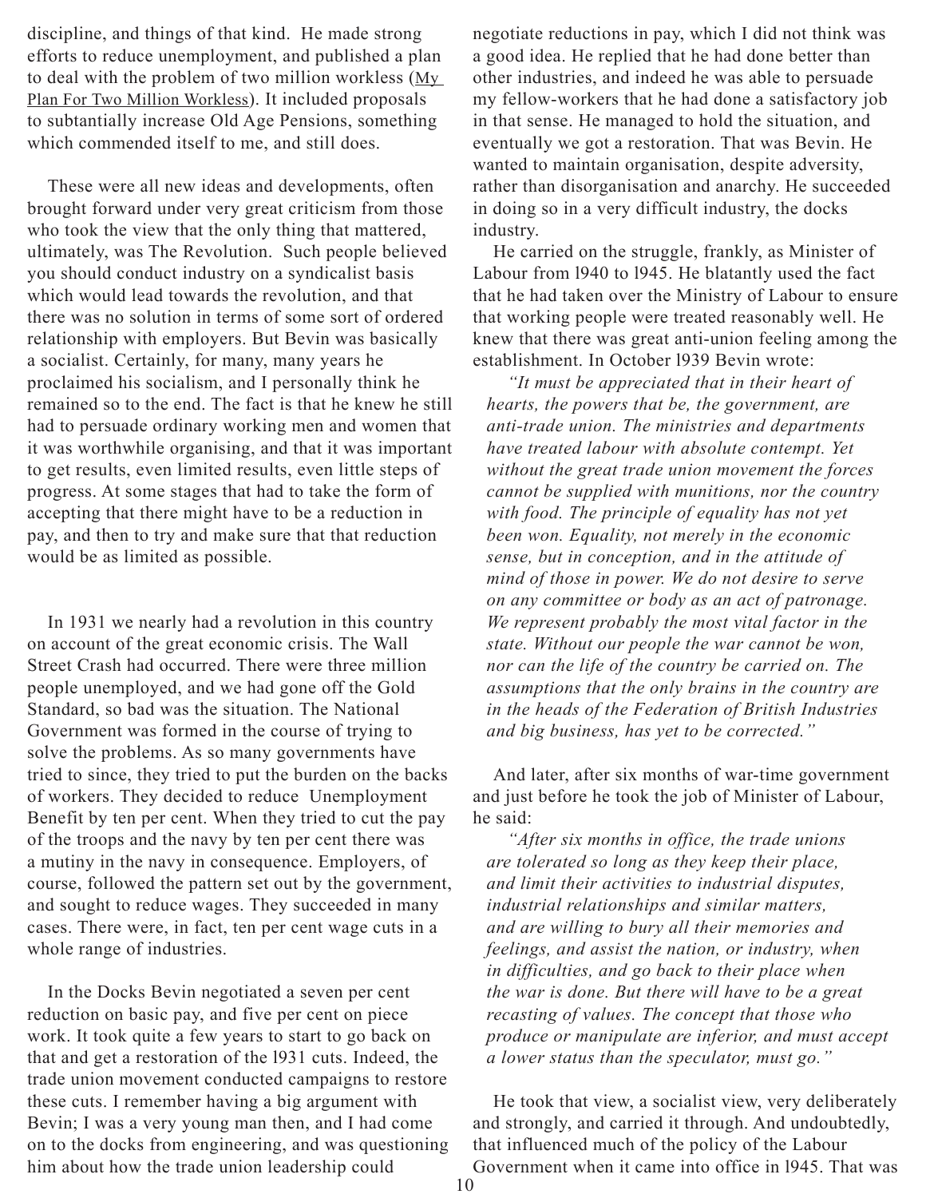discipline, and things of that kind. He made strong efforts to reduce unemployment, and published a plan to deal with the problem of two million workless (My Plan For Two Million Workless). It included proposals to subtantially increase Old Age Pensions, something which commended itself to me, and still does.

These were all new ideas and developments, often brought forward under very great criticism from those who took the view that the only thing that mattered, ultimately, was The Revolution. Such people believed you should conduct industry on a syndicalist basis which would lead towards the revolution, and that there was no solution in terms of some sort of ordered relationship with employers. But Bevin was basically a socialist. Certainly, for many, many years he proclaimed his socialism, and I personally think he remained so to the end. The fact is that he knew he still had to persuade ordinary working men and women that it was worthwhile organising, and that it was important to get results, even limited results, even little steps of progress. At some stages that had to take the form of accepting that there might have to be a reduction in pay, and then to try and make sure that that reduction would be as limited as possible.

In 1931 we nearly had a revolution in this country on account of the great economic crisis. The Wall Street Crash had occurred. There were three million people unemployed, and we had gone off the Gold Standard, so bad was the situation. The National Government was formed in the course of trying to solve the problems. As so many governments have tried to since, they tried to put the burden on the backs of workers. They decided to reduce Unemployment Benefit by ten per cent. When they tried to cut the pay of the troops and the navy by ten per cent there was a mutiny in the navy in consequence. Employers, of course, followed the pattern set out by the government, and sought to reduce wages. They succeeded in many cases. There were, in fact, ten per cent wage cuts in a whole range of industries.

In the Docks Bevin negotiated a seven per cent reduction on basic pay, and five per cent on piece work. It took quite a few years to start to go back on that and get a restoration of the l931 cuts. Indeed, the trade union movement conducted campaigns to restore these cuts. I remember having a big argument with Bevin; I was a very young man then, and I had come on to the docks from engineering, and was questioning him about how the trade union leadership could negotiate reductions in pay, which I did not think was a good idea. He replied that he had done better than other industries, and indeed he was able to persuade my fellow-workers that he had done a satisfactory job in that sense. He managed to hold the situation, and eventually we got a restoration. That was Bevin. He wanted to maintain organisation, despite adversity, rather than disorganisation and anarchy. He succeeded in doing so in a very difficult industry, the docks industry.

He carried on the struggle, frankly, as Minister of Labour from l940 to l945. He blatantly used the fact that he had taken over the Ministry of Labour to ensure that working people were treated reasonably well. He knew that there was great anti-union feeling among the establishment. In October l939 Bevin wrote:

> *"It must be appreciated that in their heart of hearts, the powers that be, the government, are anti-trade union. The ministries and departments have treated labour with absolute contempt. Yet without the great trade union movement the forces cannot be supplied with munitions, nor the country with food. The principle of equality has not yet been won. Equality, not merely in the economic sense, but in conception, and in the attitude of mind of those in power. We do not desire to serve on any committee or body as an act of patronage. We represent probably the most vital factor in the state. Without our people the war cannot be won, nor can the life of the country be carried on. The assumptions that the only brains in the country are in the heads of the Federation of British Industries and big business, has yet to be corrected."*

And later, after six months of war-time government and just before he took the job of Minister of Labour, he said:

> *"After six months in office, the trade unions are tolerated so long as they keep their place, and limit their activities to industrial disputes, industrial relationships and similar matters, and are willing to bury all their memories and feelings, and assist the nation, or industry, when in difficulties, and go back to their place when the war is done. But there will have to be a great recasting of values. The concept that those who produce or manipulate are inferior, and must accept a lower status than the speculator, must go."*

He took that view, a socialist view, very deliberately and strongly, and carried it through. And undoubtedly, that influenced much of the policy of the Labour Government when it came into office in l945. That was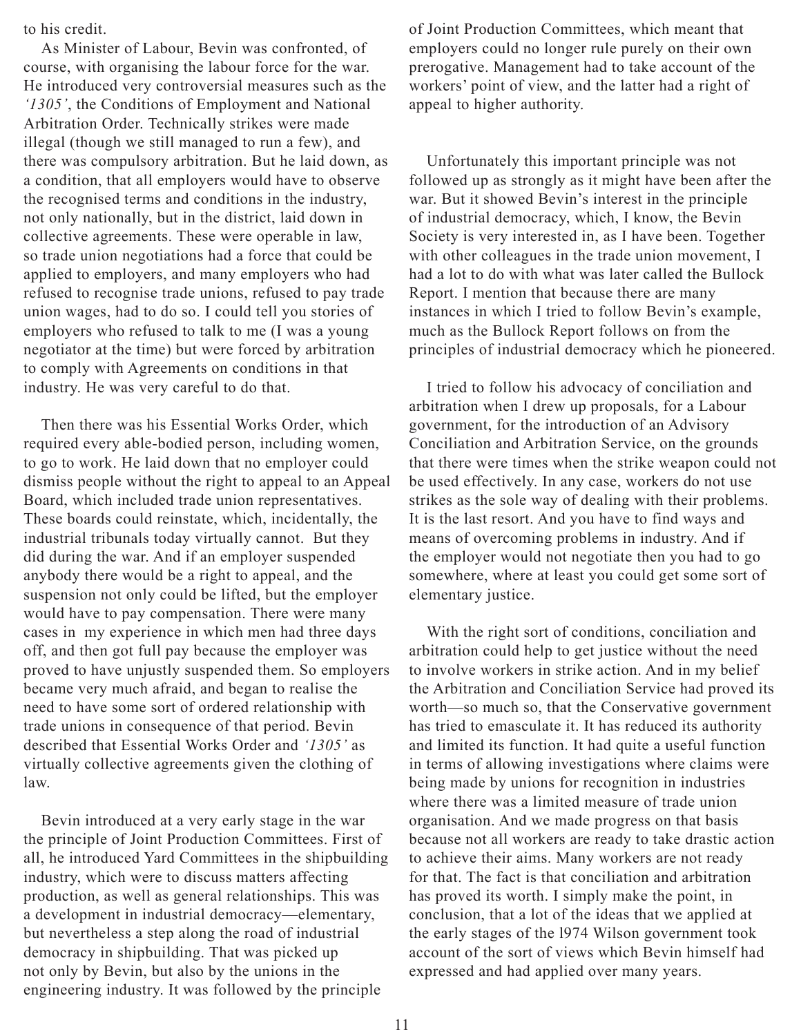to his credit.

As Minister of Labour, Bevin was confronted, of course, with organising the labour force for the war. He introduced very controversial measures such as the *'1305'*, the Conditions of Employment and National Arbitration Order. Technically strikes were made illegal (though we still managed to run a few), and there was compulsory arbitration. But he laid down, as a condition, that all employers would have to observe the recognised terms and conditions in the industry, not only nationally, but in the district, laid down in collective agreements. These were operable in law, so trade union negotiations had a force that could be applied to employers, and many employers who had refused to recognise trade unions, refused to pay trade union wages, had to do so. I could tell you stories of employers who refused to talk to me (I was a young negotiator at the time) but were forced by arbitration to comply with Agreements on conditions in that industry. He was very careful to do that.

Then there was his Essential Works Order, which required every able-bodied person, including women, to go to work. He laid down that no employer could dismiss people without the right to appeal to an Appeal Board, which included trade union representatives. These boards could reinstate, which, incidentally, the industrial tribunals today virtually cannot. But they did during the war. And if an employer suspended anybody there would be a right to appeal, and the suspension not only could be lifted, but the employer would have to pay compensation. There were many cases in my experience in which men had three days off, and then got full pay because the employer was proved to have unjustly suspended them. So employers became very much afraid, and began to realise the need to have some sort of ordered relationship with trade unions in consequence of that period. Bevin described that Essential Works Order and *'1305'* as virtually collective agreements given the clothing of law.

Bevin introduced at a very early stage in the war the principle of Joint Production Committees. First of all, he introduced Yard Committees in the shipbuilding industry, which were to discuss matters affecting production, as well as general relationships. This was a development in industrial democracy—elementary, but nevertheless a step along the road of industrial democracy in shipbuilding. That was picked up not only by Bevin, but also by the unions in the engineering industry. It was followed by the principle of Joint Production Committees, which meant that employers could no longer rule purely on their own prerogative. Management had to take account of the workers' point of view, and the latter had a right of appeal to higher authority.

Unfortunately this important principle was not followed up as strongly as it might have been after the war. But it showed Bevin's interest in the principle of industrial democracy, which, I know, the Bevin Society is very interested in, as I have been. Together with other colleagues in the trade union movement, I had a lot to do with what was later called the Bullock Report. I mention that because there are many instances in which I tried to follow Bevin's example, much as the Bullock Report follows on from the principles of industrial democracy which he pioneered.

I tried to follow his advocacy of conciliation and arbitration when I drew up proposals, for a Labour government, for the introduction of an Advisory Conciliation and Arbitration Service, on the grounds that there were times when the strike weapon could not be used effectively. In any case, workers do not use strikes as the sole way of dealing with their problems. It is the last resort. And you have to find ways and means of overcoming problems in industry. And if the employer would not negotiate then you had to go somewhere, where at least you could get some sort of elementary justice.

With the right sort of conditions, conciliation and arbitration could help to get justice without the need to involve workers in strike action. And in my belief the Arbitration and Conciliation Service had proved its worth—so much so, that the Conservative government has tried to emasculate it. It has reduced its authority and limited its function. It had quite a useful function in terms of allowing investigations where claims were being made by unions for recognition in industries where there was a limited measure of trade union organisation. And we made progress on that basis because not all workers are ready to take drastic action to achieve their aims. Many workers are not ready for that. The fact is that conciliation and arbitration has proved its worth. I simply make the point, in conclusion, that a lot of the ideas that we applied at the early stages of the 1974 Wilson government took account of the sort of views which Bevin himself had expressed and had applied over many years.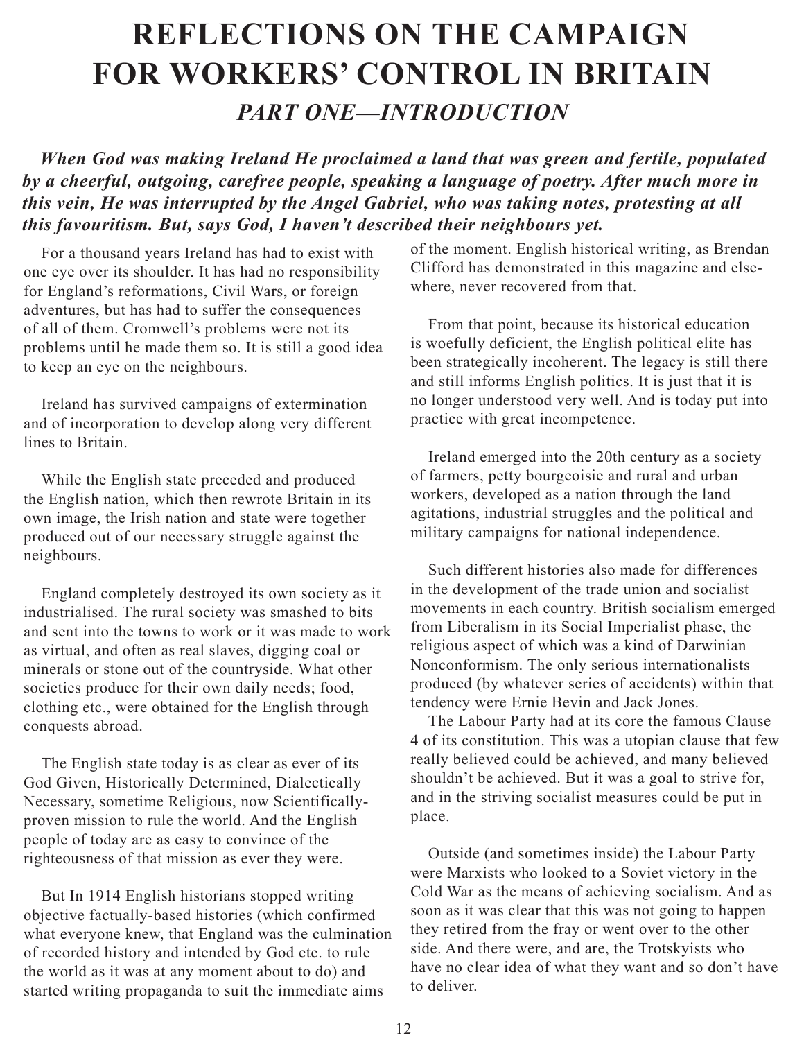# REFLECTIONS ON THE CAMPAIGN FOR WORKERS' CONTROL IN BRITAIN

## *PART ONE—INTRODUCTION*

***When God was making Ireland He proclaimed a land that was green and fertile, populated by a cheerful, outgoing, carefree people, speaking a language of poetry. After much more in this vein, He was interrupted by the Angel Gabriel, who was taking notes, protesting at all this favouritism. But, says God, I haven't described their neighbours yet.***

For a thousand years Ireland has had to exist with one eye over its shoulder. It has had no responsibility for England's reformations, Civil Wars, or foreign adventures, but has had to suffer the consequences of all of them. Cromwell's problems were not its problems until he made them so. It is still a good idea to keep an eye on the neighbours.

Ireland has survived campaigns of extermination and of incorporation to develop along very different lines to Britain.

While the English state preceded and produced the English nation, which then rewrote Britain in its own image, the Irish nation and state were together produced out of our necessary struggle against the neighbours.

England completely destroyed its own society as it industrialised. The rural society was smashed to bits and sent into the towns to work or it was made to work as virtual, and often as real slaves, digging coal or minerals or stone out of the countryside. What other societies produce for their own daily needs; food, clothing etc., were obtained for the English through conquests abroad.

The English state today is as clear as ever of its God Given, Historically Determined, Dialectically Necessary, sometime Religious, now Scientifically-proven mission to rule the world. And the English people of today are as easy to convince of the righteousness of that mission as ever they were.

But In 1914 English historians stopped writing objective factually-based histories (which confirmed what everyone knew, that England was the culmination of recorded history and intended by God etc. to rule the world as it was at any moment about to do) and started writing propaganda to suit the immediate aims of the moment. English historical writing, as Brendan Clifford has demonstrated in this magazine and elsewhere, never recovered from that.

From that point, because its historical education is woefully deficient, the English political elite has been strategically incoherent. The legacy is still there and still informs English politics. It is just that it is no longer understood very well. And is today put into practice with great incompetence.

Ireland emerged into the 20th century as a society of farmers, petty bourgeoisie and rural and urban workers, developed as a nation through the land agitations, industrial struggles and the political and military campaigns for national independence.

Such different histories also made for differences in the development of the trade union and socialist movements in each country. British socialism emerged from Liberalism in its Social Imperialist phase, the religious aspect of which was a kind of Darwinian Nonconformism. The only serious internationalists produced (by whatever series of accidents) within that tendency were Ernie Bevin and Jack Jones.

The Labour Party had at its core the famous Clause 4 of its constitution. This was a utopian clause that few really believed could be achieved, and many believed shouldn't be achieved. But it was a goal to strive for, and in the striving socialist measures could be put in place.

Outside (and sometimes inside) the Labour Party were Marxists who looked to a Soviet victory in the Cold War as the means of achieving socialism. And as soon as it was clear that this was not going to happen they retired from the fray or went over to the other side. And there were, and are, the Trotskyists who have no clear idea of what they want and so don't have to deliver.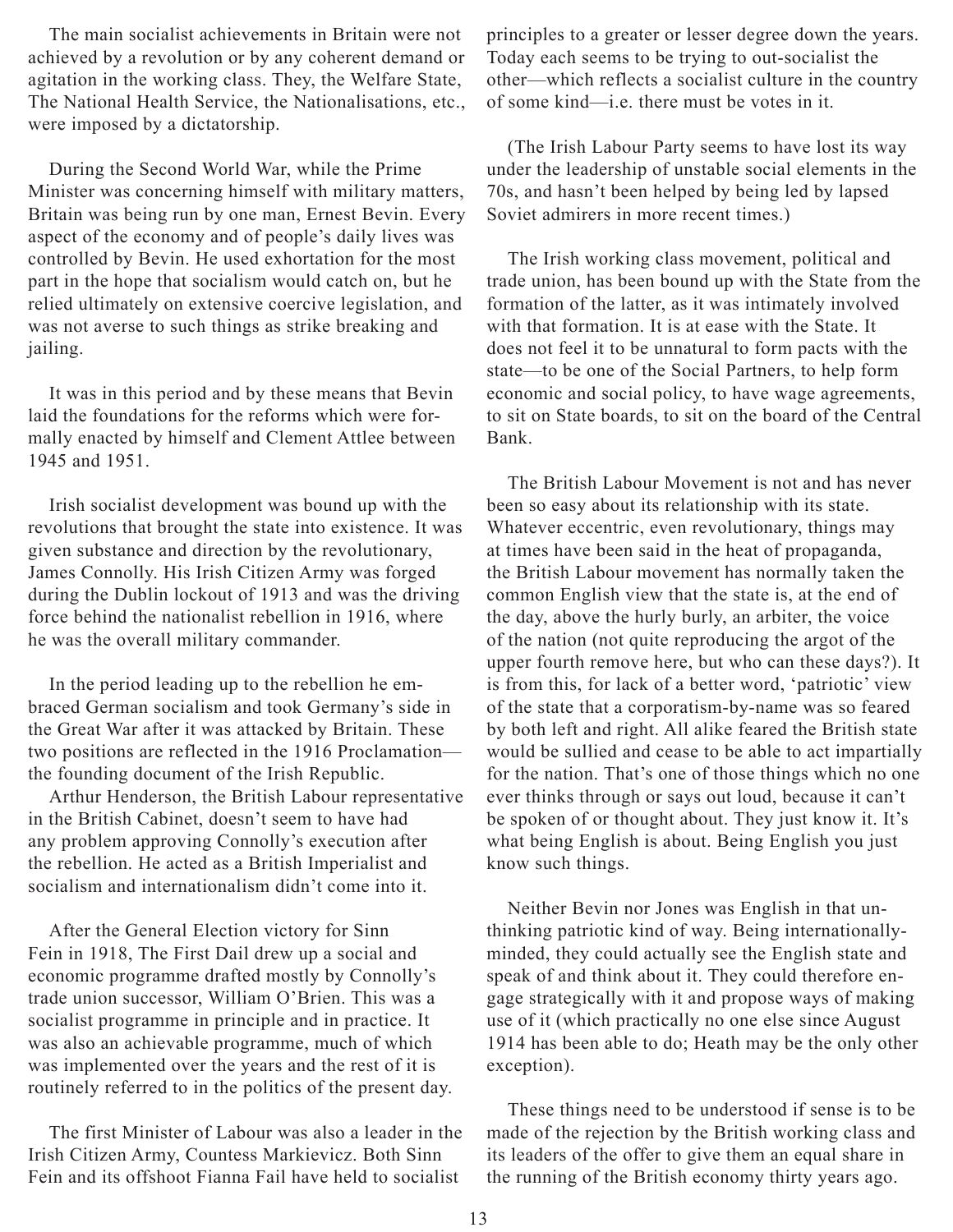The main socialist achievements in Britain were not achieved by a revolution or by any coherent demand or agitation in the working class. They, the Welfare State, The National Health Service, the Nationalisations, etc., were imposed by a dictatorship.

During the Second World War, while the Prime Minister was concerning himself with military matters, Britain was being run by one man, Ernest Bevin. Every aspect of the economy and of people's daily lives was controlled by Bevin. He used exhortation for the most part in the hope that socialism would catch on, but he relied ultimately on extensive coercive legislation, and was not averse to such things as strike breaking and jailing.

It was in this period and by these means that Bevin laid the foundations for the reforms which were formally enacted by himself and Clement Attlee between 1945 and 1951.

Irish socialist development was bound up with the revolutions that brought the state into existence. It was given substance and direction by the revolutionary, James Connolly. His Irish Citizen Army was forged during the Dublin lockout of 1913 and was the driving force behind the nationalist rebellion in 1916, where he was the overall military commander.

In the period leading up to the rebellion he embraced German socialism and took Germany's side in the Great War after it was attacked by Britain. These two positions are reflected in the 1916 Proclamation—the founding document of the Irish Republic.

Arthur Henderson, the British Labour representative in the British Cabinet, doesn't seem to have had any problem approving Connolly's execution after the rebellion. He acted as a British Imperialist and socialism and internationalism didn't come into it.

After the General Election victory for Sinn Fein in 1918, The First Dail drew up a social and economic programme drafted mostly by Connolly's trade union successor, William O'Brien. This was a socialist programme in principle and in practice. It was also an achievable programme, much of which was implemented over the years and the rest of it is routinely referred to in the politics of the present day.

The first Minister of Labour was also a leader in the Irish Citizen Army, Countess Markievicz. Both Sinn Fein and its offshoot Fianna Fail have held to socialist principles to a greater or lesser degree down the years. Today each seems to be trying to out-socialist the other—which reflects a socialist culture in the country of some kind—i.e. there must be votes in it.

(The Irish Labour Party seems to have lost its way under the leadership of unstable social elements in the 70s, and hasn't been helped by being led by lapsed Soviet admirers in more recent times.)

The Irish working class movement, political and trade union, has been bound up with the State from the formation of the latter, as it was intimately involved with that formation. It is at ease with the State. It does not feel it to be unnatural to form pacts with the state—to be one of the Social Partners, to help form economic and social policy, to have wage agreements, to sit on State boards, to sit on the board of the Central Bank.

The British Labour Movement is not and has never been so easy about its relationship with its state. Whatever eccentric, even revolutionary, things may at times have been said in the heat of propaganda, the British Labour movement has normally taken the common English view that the state is, at the end of the day, above the hurly burly, an arbiter, the voice of the nation (not quite reproducing the argot of the upper fourth remove here, but who can these days?). It is from this, for lack of a better word, 'patriotic' view of the state that a corporatism-by-name was so feared by both left and right. All alike feared the British state would be sullied and cease to be able to act impartially for the nation. That's one of those things which no one ever thinks through or says out loud, because it can't be spoken of or thought about. They just know it. It's what being English is about. Being English you just know such things.

Neither Bevin nor Jones was English in that unthinking patriotic kind of way. Being internationally-minded, they could actually see the English state and speak of and think about it. They could therefore engage strategically with it and propose ways of making use of it (which practically no one else since August 1914 has been able to do; Heath may be the only other exception).

These things need to be understood if sense is to be made of the rejection by the British working class and its leaders of the offer to give them an equal share in the running of the British economy thirty years ago.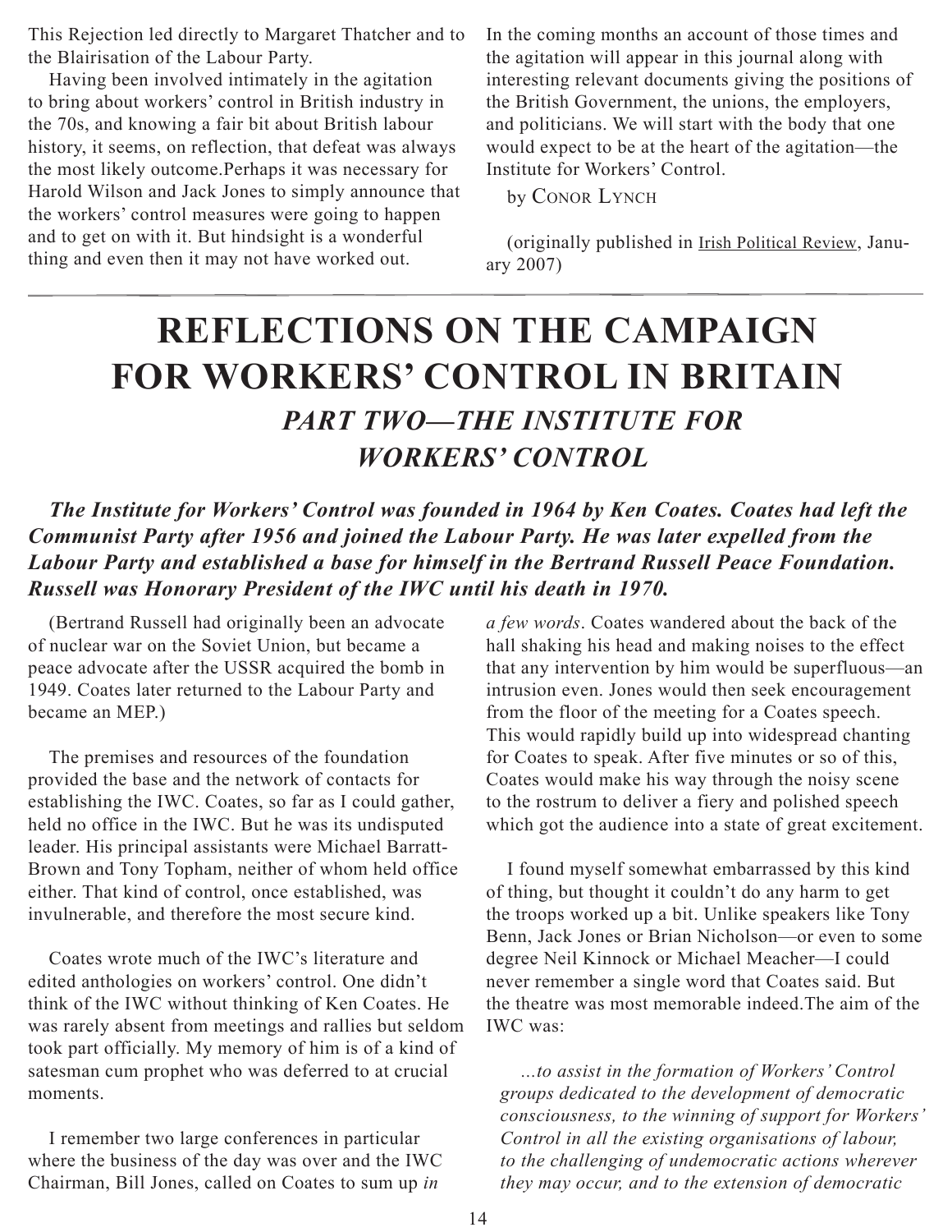This Rejection led directly to Margaret Thatcher and to the Blairisation of the Labour Party.

Having been involved intimately in the agitation to bring about workers' control in British industry in the 70s, and knowing a fair bit about British labour history, it seems, on reflection, that defeat was always the most likely outcome.Perhaps it was necessary for Harold Wilson and Jack Jones to simply announce that the workers' control measures were going to happen and to get on with it. But hindsight is a wonderful thing and even then it may not have worked out.

In the coming months an account of those times and the agitation will appear in this journal along with interesting relevant documents giving the positions of the British Government, the unions, the employers, and politicians. We will start with the body that one would expect to be at the heart of the agitation—the Institute for Workers' Control.

by Conor Lynch

(originally published in Irish Political Review, January 2007)

# REFLECTIONS ON THE CAMPAIGN FOR WORKERS' CONTROL IN BRITAIN

## *PART TWO—THE INSTITUTE FOR WORKERS' CONTROL*

***The Institute for Workers' Control was founded in 1964 by Ken Coates. Coates had left the Communist Party after 1956 and joined the Labour Party. He was later expelled from the Labour Party and established a base for himself in the Bertrand Russell Peace Foundation. Russell was Honorary President of the IWC until his death in 1970.***

(Bertrand Russell had originally been an advocate of nuclear war on the Soviet Union, but became a peace advocate after the USSR acquired the bomb in 1949. Coates later returned to the Labour Party and became an MEP.)

The premises and resources of the foundation provided the base and the network of contacts for establishing the IWC. Coates, so far as I could gather, held no office in the IWC. But he was its undisputed leader. His principal assistants were Michael Barratt-Brown and Tony Topham, neither of whom held office either. That kind of control, once established, was invulnerable, and therefore the most secure kind.

Coates wrote much of the IWC's literature and edited anthologies on workers' control. One didn't think of the IWC without thinking of Ken Coates. He was rarely absent from meetings and rallies but seldom took part officially. My memory of him is of a kind of satesman cum prophet who was deferred to at crucial moments.

I remember two large conferences in particular where the business of the day was over and the IWC Chairman, Bill Jones, called on Coates to sum up *in a few words*. Coates wandered about the back of the hall shaking his head and making noises to the effect that any intervention by him would be superfluous—an intrusion even. Jones would then seek encouragement from the floor of the meeting for a Coates speech. This would rapidly build up into widespread chanting for Coates to speak. After five minutes or so of this, Coates would make his way through the noisy scene to the rostrum to deliver a fiery and polished speech which got the audience into a state of great excitement.

I found myself somewhat embarrassed by this kind of thing, but thought it couldn't do any harm to get the troops worked up a bit. Unlike speakers like Tony Benn, Jack Jones or Brian Nicholson—or even to some degree Neil Kinnock or Michael Meacher—I could never remember a single word that Coates said. But the theatre was most memorable indeed.The aim of the IWC was:

> *...to assist in the formation of Workers' Control groups dedicated to the development of democratic consciousness, to the winning of support for Workers' Control in all the existing organisations of labour, to the challenging of undemocratic actions wherever they may occur, and to the extension of democratic*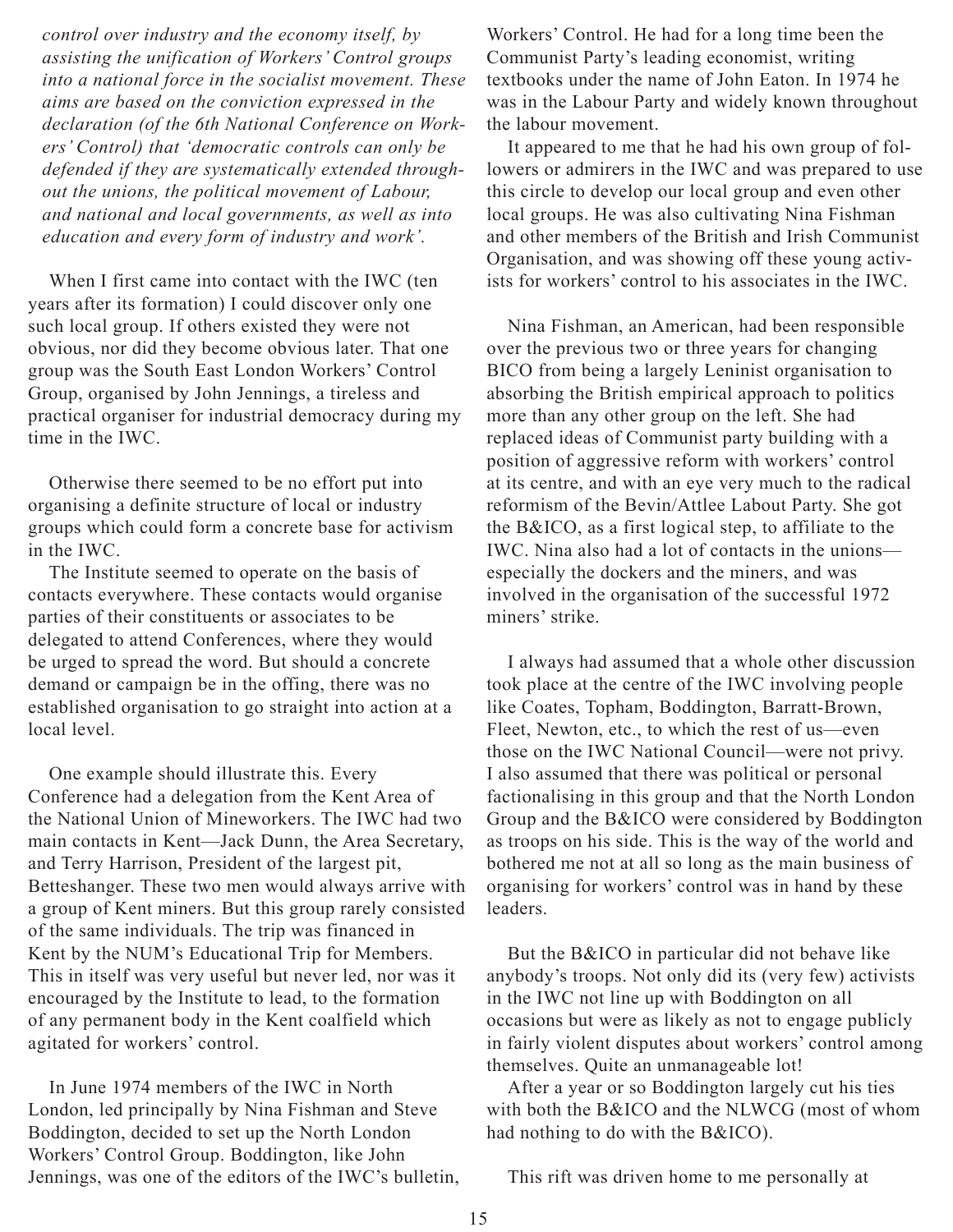*control over industry and the economy itself, by assisting the unification of Workers' Control groups into a national force in the socialist movement. These aims are based on the conviction expressed in the declaration (of the 6th National Conference on Workers' Control) that 'democratic controls can only be defended if they are systematically extended throughout the unions, the political movement of Labour, and national and local governments, as well as into education and every form of industry and work'.*

When I first came into contact with the IWC (ten years after its formation) I could discover only one such local group. If others existed they were not obvious, nor did they become obvious later. That one group was the South East London Workers' Control Group, organised by John Jennings, a tireless and practical organiser for industrial democracy during my time in the IWC.

Otherwise there seemed to be no effort put into organising a definite structure of local or industry groups which could form a concrete base for activism in the IWC.

The Institute seemed to operate on the basis of contacts everywhere. These contacts would organise parties of their constituents or associates to be delegated to attend Conferences, where they would be urged to spread the word. But should a concrete demand or campaign be in the offing, there was no established organisation to go straight into action at a local level.

One example should illustrate this. Every Conference had a delegation from the Kent Area of the National Union of Mineworkers. The IWC had two main contacts in Kent—Jack Dunn, the Area Secretary, and Terry Harrison, President of the largest pit, Betteshanger. These two men would always arrive with a group of Kent miners. But this group rarely consisted of the same individuals. The trip was financed in Kent by the NUM's Educational Trip for Members. This in itself was very useful but never led, nor was it encouraged by the Institute to lead, to the formation of any permanent body in the Kent coalfield which agitated for workers' control.

In June 1974 members of the IWC in North London, led principally by Nina Fishman and Steve Boddington, decided to set up the North London Workers' Control Group. Boddington, like John Jennings, was one of the editors of the IWC's bulletin, Workers' Control. He had for a long time been the Communist Party's leading economist, writing textbooks under the name of John Eaton. In 1974 he was in the Labour Party and widely known throughout the labour movement.

It appeared to me that he had his own group of followers or admirers in the IWC and was prepared to use this circle to develop our local group and even other local groups. He was also cultivating Nina Fishman and other members of the British and Irish Communist Organisation, and was showing off these young activists for workers' control to his associates in the IWC.

Nina Fishman, an American, had been responsible over the previous two or three years for changing BICO from being a largely Leninist organisation to absorbing the British empirical approach to politics more than any other group on the left. She had replaced ideas of Communist party building with a position of aggressive reform with workers' control at its centre, and with an eye very much to the radical reformism of the Bevin/Attlee Labout Party. She got the B&ICO, as a first logical step, to affiliate to the IWC. Nina also had a lot of contacts in the unions—especially the dockers and the miners, and was involved in the organisation of the successful 1972 miners' strike.

I always had assumed that a whole other discussion took place at the centre of the IWC involving people like Coates, Topham, Boddington, Barratt-Brown, Fleet, Newton, etc., to which the rest of us—even those on the IWC National Council—were not privy. I also assumed that there was political or personal factionalising in this group and that the North London Group and the B&ICO were considered by Boddington as troops on his side. This is the way of the world and bothered me not at all so long as the main business of organising for workers' control was in hand by these leaders.

But the B&ICO in particular did not behave like anybody's troops. Not only did its (very few) activists in the IWC not line up with Boddington on all occasions but were as likely as not to engage publicly in fairly violent disputes about workers' control among themselves. Quite an unmanageable lot!

After a year or so Boddington largely cut his ties with both the B&ICO and the NLWCG (most of whom had nothing to do with the B&ICO).

This rift was driven home to me personally at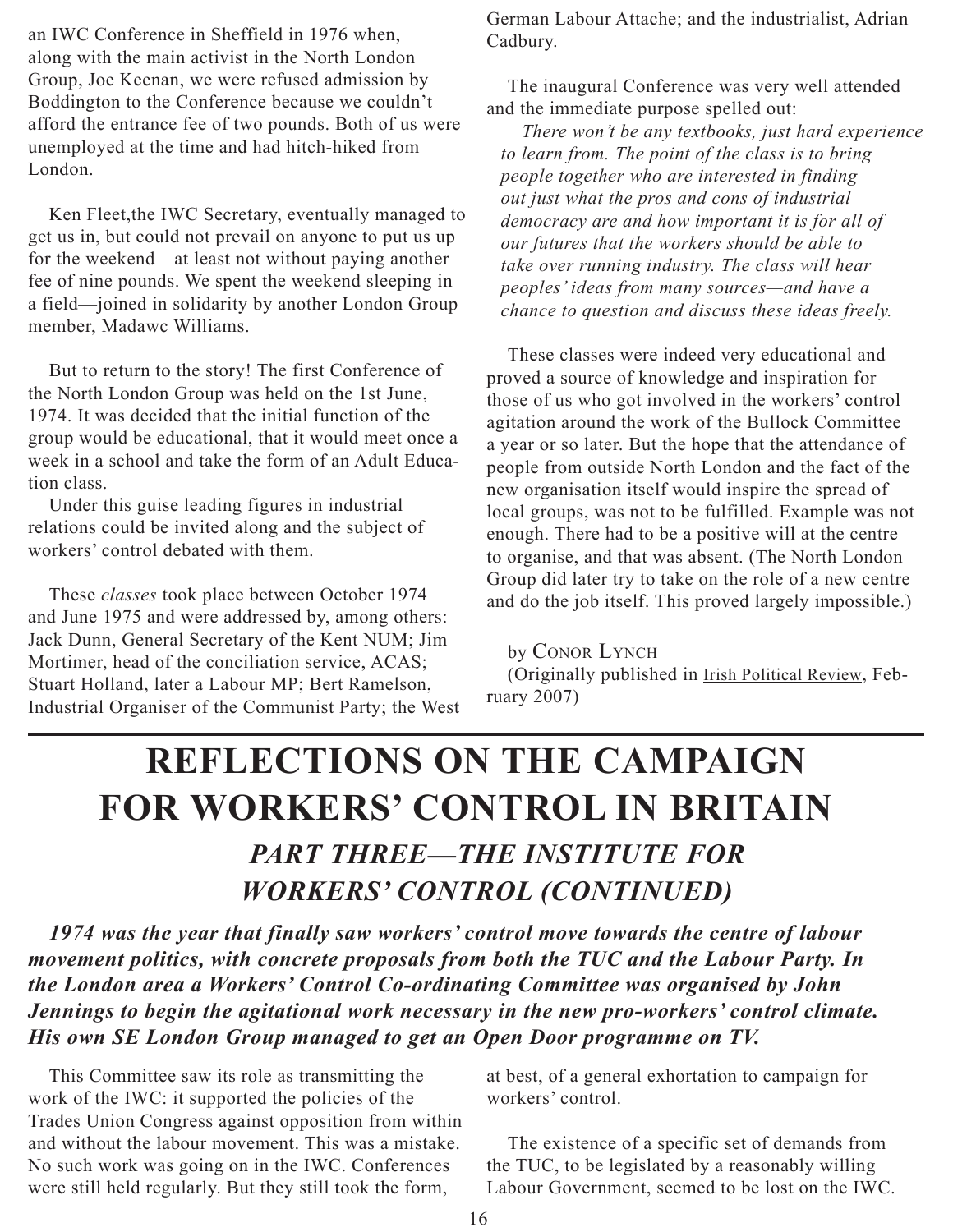an IWC Conference in Sheffield in 1976 when, along with the main activist in the North London Group, Joe Keenan, we were refused admission by Boddington to the Conference because we couldn't afford the entrance fee of two pounds. Both of us were unemployed at the time and had hitch-hiked from London.

Ken Fleet,the IWC Secretary, eventually managed to get us in, but could not prevail on anyone to put us up for the weekend—at least not without paying another fee of nine pounds. We spent the weekend sleeping in a field—joined in solidarity by another London Group member, Madawc Williams.

But to return to the story! The first Conference of the North London Group was held on the 1st June, 1974. It was decided that the initial function of the group would be educational, that it would meet once a week in a school and take the form of an Adult Education class.

Under this guise leading figures in industrial relations could be invited along and the subject of workers' control debated with them.

These *classes* took place between October 1974 and June 1975 and were addressed by, among others: Jack Dunn, General Secretary of the Kent NUM; Jim Mortimer, head of the conciliation service, ACAS; Stuart Holland, later a Labour MP; Bert Ramelson, Industrial Organiser of the Communist Party; the West German Labour Attache; and the industrialist, Adrian Cadbury.

The inaugural Conference was very well attended and the immediate purpose spelled out:

> *There won't be any textbooks, just hard experience to learn from. The point of the class is to bring people together who are interested in finding out just what the pros and cons of industrial democracy are and how important it is for all of our futures that the workers should be able to take over running industry. The class will hear peoples' ideas from many sources—and have a chance to question and discuss these ideas freely.*

These classes were indeed very educational and proved a source of knowledge and inspiration for those of us who got involved in the workers' control agitation around the work of the Bullock Committee a year or so later. But the hope that the attendance of people from outside North London and the fact of the new organisation itself would inspire the spread of local groups, was not to be fulfilled. Example was not enough. There had to be a positive will at the centre to organise, and that was absent. (The North London Group did later try to take on the role of a new centre and do the job itself. This proved largely impossible.)

by Conor Lynch
(Originally published in Irish Political Review, February 2007)

# REFLECTIONS ON THE CAMPAIGN FOR WORKERS' CONTROL IN BRITAIN

## *PART THREE—THE INSTITUTE FOR WORKERS' CONTROL (CONTINUED)*

***1974 was the year that finally saw workers' control move towards the centre of labour movement politics, with concrete proposals from both the TUC and the Labour Party. In the London area a Workers' Control Co-ordinating Committee was organised by John Jennings to begin the agitational work necessary in the new pro-workers' control climate. His own SE London Group managed to get an Open Door programme on TV.***

This Committee saw its role as transmitting the work of the IWC: it supported the policies of the Trades Union Congress against opposition from within and without the labour movement. This was a mistake. No such work was going on in the IWC. Conferences were still held regularly. But they still took the form, at best, of a general exhortation to campaign for workers' control.

The existence of a specific set of demands from the TUC, to be legislated by a reasonably willing Labour Government, seemed to be lost on the IWC.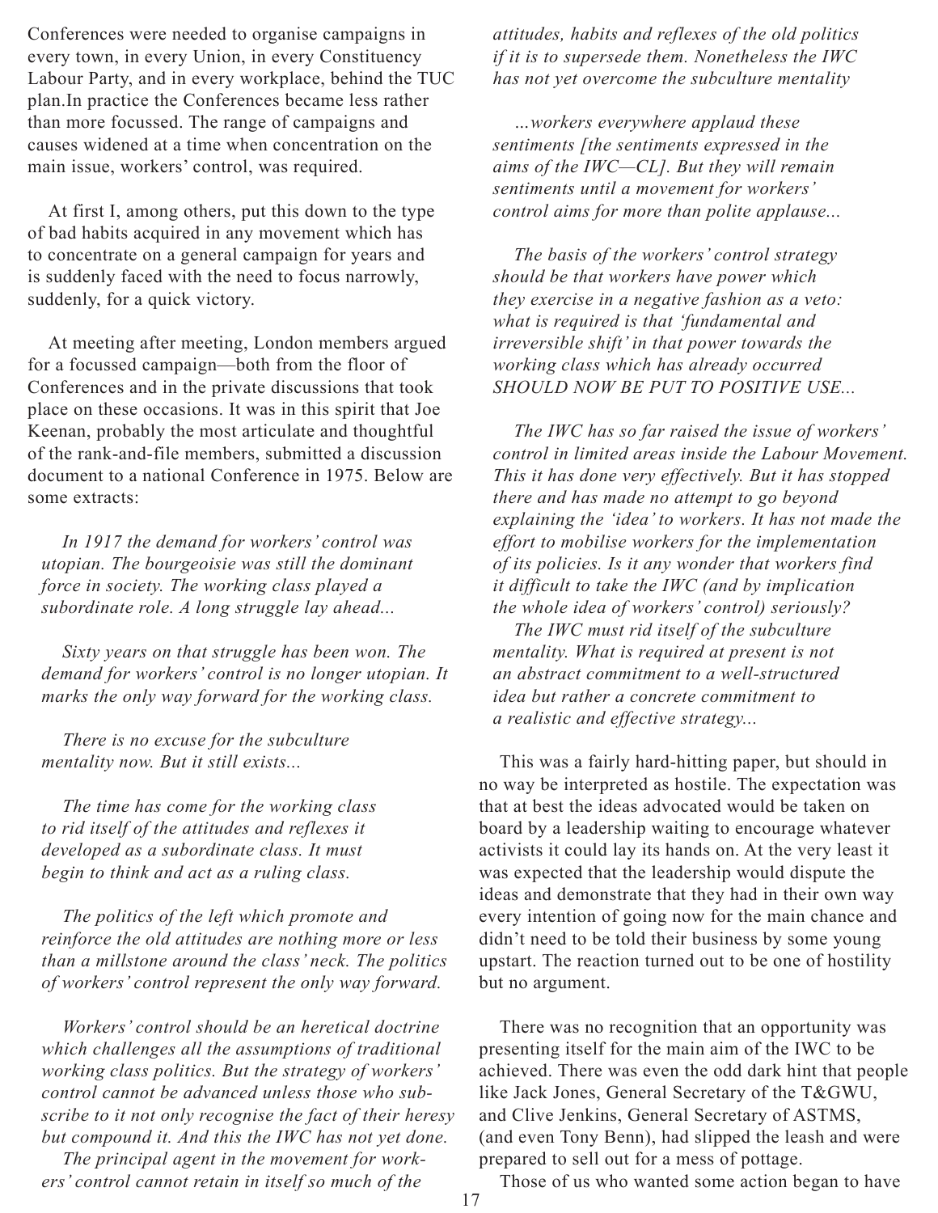Conferences were needed to organise campaigns in every town, in every Union, in every Constituency Labour Party, and in every workplace, behind the TUC plan.In practice the Conferences became less rather than more focussed. The range of campaigns and causes widened at a time when concentration on the main issue, workers' control, was required.

At first I, among others, put this down to the type of bad habits acquired in any movement which has to concentrate on a general campaign for years and is suddenly faced with the need to focus narrowly, suddenly, for a quick victory.

At meeting after meeting, London members argued for a focussed campaign—both from the floor of Conferences and in the private discussions that took place on these occasions. It was in this spirit that Joe Keenan, probably the most articulate and thoughtful of the rank-and-file members, submitted a discussion document to a national Conference in 1975. Below are some extracts:

> *In 1917 the demand for workers' control was utopian. The bourgeoisie was still the dominant force in society. The working class played a subordinate role. A long struggle lay ahead...*
>
> *Sixty years on that struggle has been won. The demand for workers' control is no longer utopian. It marks the only way forward for the working class.*
>
> *There is no excuse for the subculture mentality now. But it still exists...*
>
> *The time has come for the working class to rid itself of the attitudes and reflexes it developed as a subordinate class. It must begin to think and act as a ruling class.*
>
> *The politics of the left which promote and reinforce the old attitudes are nothing more or less than a millstone around the class' neck. The politics of workers' control represent the only way forward.*
>
> *Workers' control should be an heretical doctrine which challenges all the assumptions of traditional working class politics. But the strategy of workers' control cannot be advanced unless those who subscribe to it not only recognise the fact of their heresy but compound it. And this the IWC has not yet done.*
>
> *The principal agent in the movement for workers' control cannot retain in itself so much of the attitudes, habits and reflexes of the old politics if it is to supersede them. Nonetheless the IWC has not yet overcome the subculture mentality*
>
> *...workers everywhere applaud these sentiments [the sentiments expressed in the aims of the IWC—CL]. But they will remain sentiments until a movement for workers' control aims for more than polite applause...*
>
> *The basis of the workers' control strategy should be that workers have power which they exercise in a negative fashion as a veto: what is required is that 'fundamental and irreversible shift' in that power towards the working class which has already occurred SHOULD NOW BE PUT TO POSITIVE USE...*
>
> *The IWC has so far raised the issue of workers' control in limited areas inside the Labour Movement. This it has done very effectively. But it has stopped there and has made no attempt to go beyond explaining the 'idea' to workers. It has not made the effort to mobilise workers for the implementation of its policies. Is it any wonder that workers find it difficult to take the IWC (and by implication the whole idea of workers' control) seriously?*
>
> *The IWC must rid itself of the subculture mentality. What is required at present is not an abstract commitment to a well-structured idea but rather a concrete commitment to a realistic and effective strategy...*

This was a fairly hard-hitting paper, but should in no way be interpreted as hostile. The expectation was that at best the ideas advocated would be taken on board by a leadership waiting to encourage whatever activists it could lay its hands on. At the very least it was expected that the leadership would dispute the ideas and demonstrate that they had in their own way every intention of going now for the main chance and didn't need to be told their business by some young upstart. The reaction turned out to be one of hostility but no argument.

There was no recognition that an opportunity was presenting itself for the main aim of the IWC to be achieved. There was even the odd dark hint that people like Jack Jones, General Secretary of the T&GWU, and Clive Jenkins, General Secretary of ASTMS, (and even Tony Benn), had slipped the leash and were prepared to sell out for a mess of pottage.

Those of us who wanted some action began to have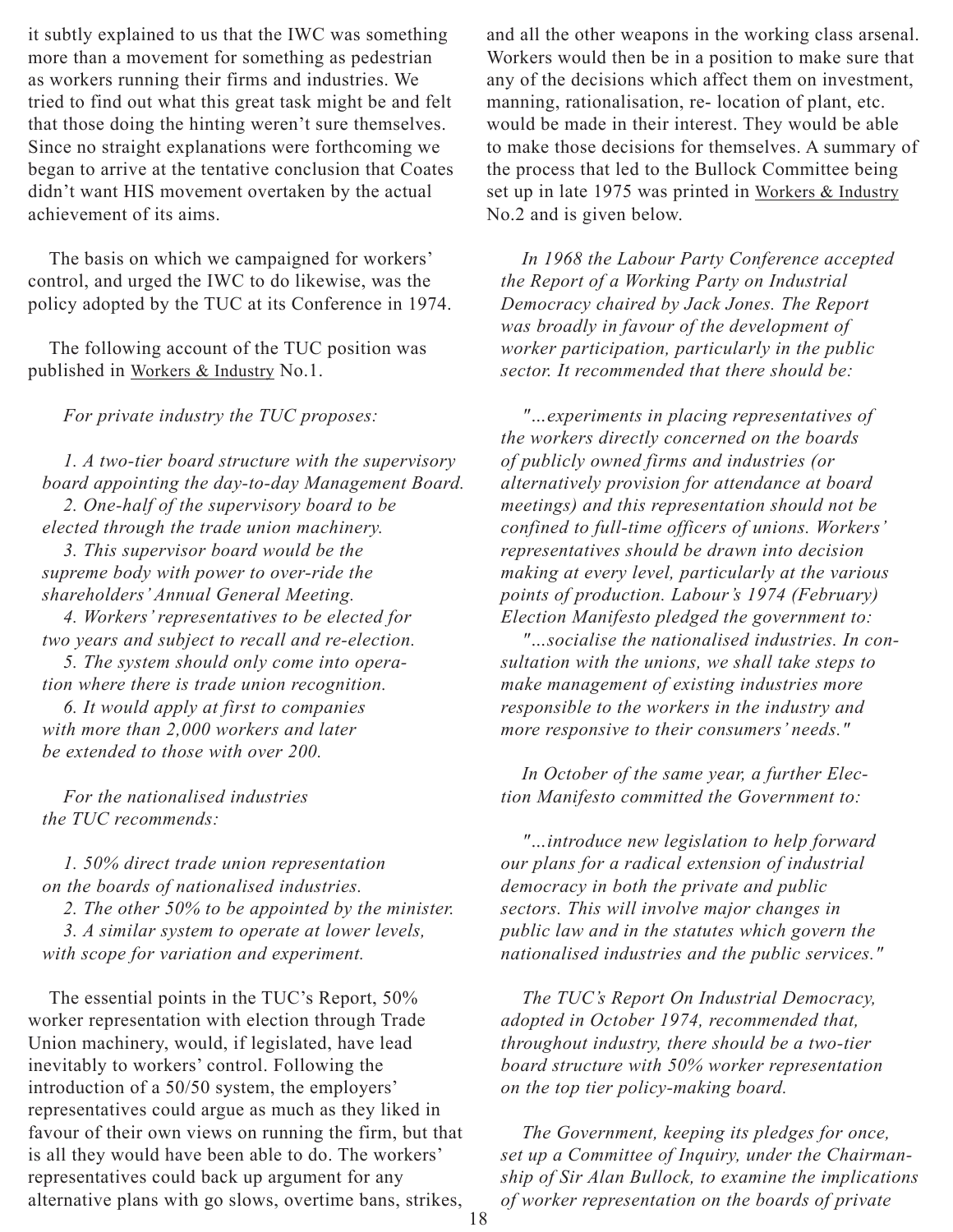it subtly explained to us that the IWC was something more than a movement for something as pedestrian as workers running their firms and industries. We tried to find out what this great task might be and felt that those doing the hinting weren't sure themselves. Since no straight explanations were forthcoming we began to arrive at the tentative conclusion that Coates didn't want HIS movement overtaken by the actual achievement of its aims.

The basis on which we campaigned for workers' control, and urged the IWC to do likewise, was the policy adopted by the TUC at its Conference in 1974.

The following account of the TUC position was published in <u>Workers & Industry</u> No.1.

*For private industry the TUC proposes:*

*1. A two-tier board structure with the supervisory board appointing the day-to-day Management Board.*
*2. One-half of the supervisory board to be elected through the trade union machinery.*
*3. This supervisor board would be the supreme body with power to over-ride the shareholders' Annual General Meeting.*
*4. Workers' representatives to be elected for two years and subject to recall and re-election.*
*5. The system should only come into operation where there is trade union recognition.*
*6. It would apply at first to companies with more than 2,000 workers and later be extended to those with over 200.*

*For the nationalised industries the TUC recommends:*

*1. 50% direct trade union representation on the boards of nationalised industries.*
*2. The other 50% to be appointed by the minister.*
*3. A similar system to operate at lower levels, with scope for variation and experiment.*

The essential points in the TUC's Report, 50% worker representation with election through Trade Union machinery, would, if legislated, have lead inevitably to workers' control. Following the introduction of a 50/50 system, the employers' representatives could argue as much as they liked in favour of their own views on running the firm, but that is all they would have been able to do. The workers' representatives could back up argument for any alternative plans with go slows, overtime bans, strikes, and all the other weapons in the working class arsenal. Workers would then be in a position to make sure that any of the decisions which affect them on investment, manning, rationalisation, re- location of plant, etc. would be made in their interest. They would be able to make those decisions for themselves. A summary of the process that led to the Bullock Committee being set up in late 1975 was printed in <u>Workers & Industry</u> No.2 and is given below.

*In 1968 the Labour Party Conference accepted the Report of a Working Party on Industrial Democracy chaired by Jack Jones. The Report was broadly in favour of the development of worker participation, particularly in the public sector. It recommended that there should be:*

*"...experiments in placing representatives of the workers directly concerned on the boards of publicly owned firms and industries (or alternatively provision for attendance at board meetings) and this representation should not be confined to full-time officers of unions. Workers' representatives should be drawn into decision making at every level, particularly at the various points of production. Labour's 1974 (February) Election Manifesto pledged the government to:*
*"...socialise the nationalised industries. In consultation with the unions, we shall take steps to make management of existing industries more responsible to the workers in the industry and more responsive to their consumers' needs."*

*In October of the same year, a further Election Manifesto committed the Government to:*

*"...introduce new legislation to help forward our plans for a radical extension of industrial democracy in both the private and public sectors. This will involve major changes in public law and in the statutes which govern the nationalised industries and the public services."*

*The TUC's Report On Industrial Democracy, adopted in October 1974, recommended that, throughout industry, there should be a two-tier board structure with 50% worker representation on the top tier policy-making board.*

*The Government, keeping its pledges for once, set up a Committee of Inquiry, under the Chairmanship of Sir Alan Bullock, to examine the implications of worker representation on the boards of private*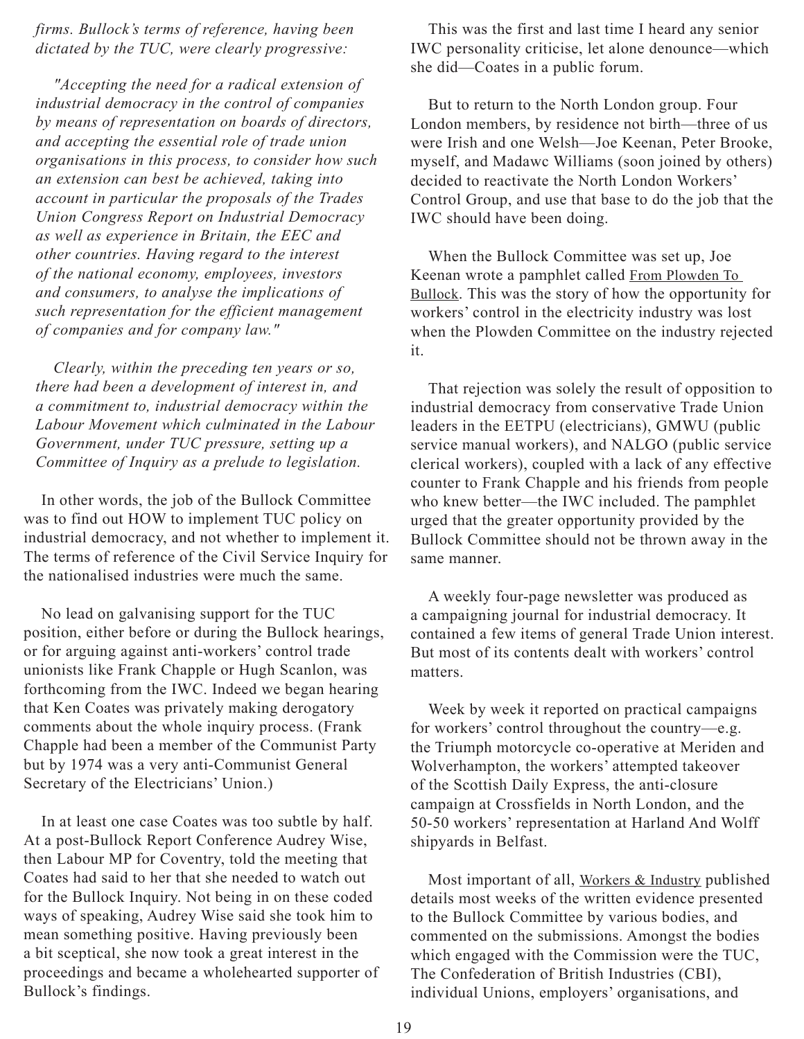*firms. Bullock's terms of reference, having been dictated by the TUC, were clearly progressive:*

*"Accepting the need for a radical extension of industrial democracy in the control of companies by means of representation on boards of directors, and accepting the essential role of trade union organisations in this process, to consider how such an extension can best be achieved, taking into account in particular the proposals of the Trades Union Congress Report on Industrial Democracy as well as experience in Britain, the EEC and other countries. Having regard to the interest of the national economy, employees, investors and consumers, to analyse the implications of such representation for the efficient management of companies and for company law."*

*Clearly, within the preceding ten years or so, there had been a development of interest in, and a commitment to, industrial democracy within the Labour Movement which culminated in the Labour Government, under TUC pressure, setting up a Committee of Inquiry as a prelude to legislation.*

In other words, the job of the Bullock Committee was to find out HOW to implement TUC policy on industrial democracy, and not whether to implement it. The terms of reference of the Civil Service Inquiry for the nationalised industries were much the same.

No lead on galvanising support for the TUC position, either before or during the Bullock hearings, or for arguing against anti-workers' control trade unionists like Frank Chapple or Hugh Scanlon, was forthcoming from the IWC. Indeed we began hearing that Ken Coates was privately making derogatory comments about the whole inquiry process. (Frank Chapple had been a member of the Communist Party but by 1974 was a very anti-Communist General Secretary of the Electricians' Union.)

In at least one case Coates was too subtle by half. At a post-Bullock Report Conference Audrey Wise, then Labour MP for Coventry, told the meeting that Coates had said to her that she needed to watch out for the Bullock Inquiry. Not being in on these coded ways of speaking, Audrey Wise said she took him to mean something positive. Having previously been a bit sceptical, she now took a great interest in the proceedings and became a wholehearted supporter of Bullock's findings.

This was the first and last time I heard any senior IWC personality criticise, let alone denounce—which she did—Coates in a public forum.

But to return to the North London group. Four London members, by residence not birth—three of us were Irish and one Welsh—Joe Keenan, Peter Brooke, myself, and Madawc Williams (soon joined by others) decided to reactivate the North London Workers' Control Group, and use that base to do the job that the IWC should have been doing.

When the Bullock Committee was set up, Joe Keenan wrote a pamphlet called From Plowden To Bullock. This was the story of how the opportunity for workers' control in the electricity industry was lost when the Plowden Committee on the industry rejected it.

That rejection was solely the result of opposition to industrial democracy from conservative Trade Union leaders in the EETPU (electricians), GMWU (public service manual workers), and NALGO (public service clerical workers), coupled with a lack of any effective counter to Frank Chapple and his friends from people who knew better—the IWC included. The pamphlet urged that the greater opportunity provided by the Bullock Committee should not be thrown away in the same manner.

A weekly four-page newsletter was produced as a campaigning journal for industrial democracy. It contained a few items of general Trade Union interest. But most of its contents dealt with workers' control matters.

Week by week it reported on practical campaigns for workers' control throughout the country—e.g. the Triumph motorcycle co-operative at Meriden and Wolverhampton, the workers' attempted takeover of the Scottish Daily Express, the anti-closure campaign at Crossfields in North London, and the 50-50 workers' representation at Harland And Wolff shipyards in Belfast.

Most important of all, Workers & Industry published details most weeks of the written evidence presented to the Bullock Committee by various bodies, and commented on the submissions. Amongst the bodies which engaged with the Commission were the TUC, The Confederation of British Industries (CBI), individual Unions, employers' organisations, and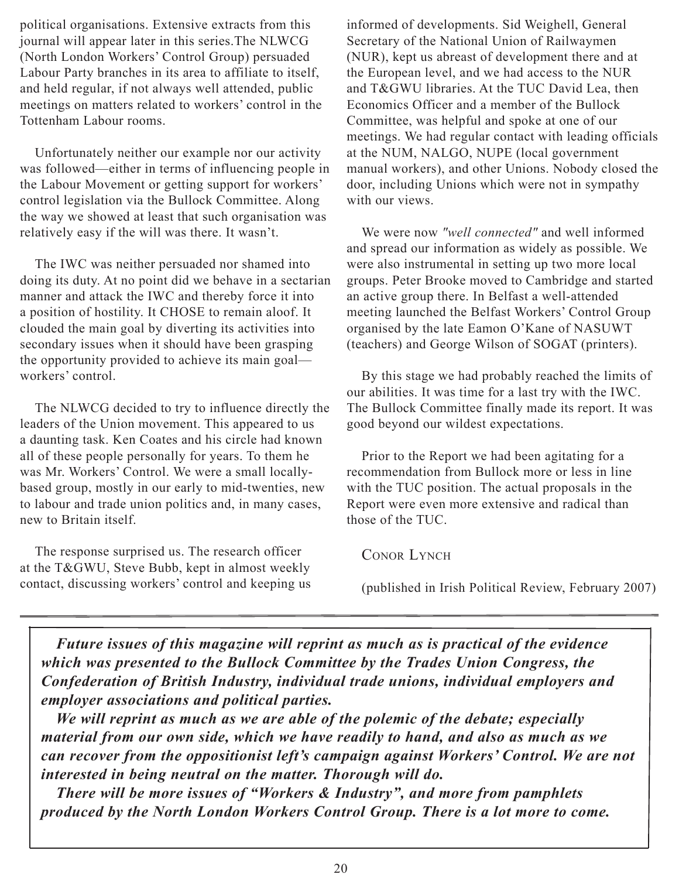political organisations. Extensive extracts from this journal will appear later in this series.The NLWCG (North London Workers' Control Group) persuaded Labour Party branches in its area to affiliate to itself, and held regular, if not always well attended, public meetings on matters related to workers' control in the Tottenham Labour rooms.

Unfortunately neither our example nor our activity was followed—either in terms of influencing people in the Labour Movement or getting support for workers' control legislation via the Bullock Committee. Along the way we showed at least that such organisation was relatively easy if the will was there. It wasn't.

The IWC was neither persuaded nor shamed into doing its duty. At no point did we behave in a sectarian manner and attack the IWC and thereby force it into a position of hostility. It CHOSE to remain aloof. It clouded the main goal by diverting its activities into secondary issues when it should have been grasping the opportunity provided to achieve its main goal—workers' control.

The NLWCG decided to try to influence directly the leaders of the Union movement. This appeared to us a daunting task. Ken Coates and his circle had known all of these people personally for years. To them he was Mr. Workers' Control. We were a small locally-based group, mostly in our early to mid-twenties, new to labour and trade union politics and, in many cases, new to Britain itself.

The response surprised us. The research officer at the T&GWU, Steve Bubb, kept in almost weekly contact, discussing workers' control and keeping us informed of developments. Sid Weighell, General Secretary of the National Union of Railwaymen (NUR), kept us abreast of development there and at the European level, and we had access to the NUR and T&GWU libraries. At the TUC David Lea, then Economics Officer and a member of the Bullock Committee, was helpful and spoke at one of our meetings. We had regular contact with leading officials at the NUM, NALGO, NUPE (local government manual workers), and other Unions. Nobody closed the door, including Unions which were not in sympathy with our views.

We were now *"well connected"* and well informed and spread our information as widely as possible. We were also instrumental in setting up two more local groups. Peter Brooke moved to Cambridge and started an active group there. In Belfast a well-attended meeting launched the Belfast Workers' Control Group organised by the late Eamon O'Kane of NASUWT (teachers) and George Wilson of SOGAT (printers).

By this stage we had probably reached the limits of our abilities. It was time for a last try with the IWC. The Bullock Committee finally made its report. It was good beyond our wildest expectations.

Prior to the Report we had been agitating for a recommendation from Bullock more or less in line with the TUC position. The actual proposals in the Report were even more extensive and radical than those of the TUC.

Conor Lynch

(published in Irish Political Review, February 2007)

---

***Future issues of this magazine will reprint as much as is practical of the evidence which was presented to the Bullock Committee by the Trades Union Congress, the Confederation of British Industry, individual trade unions, individual employers and employer associations and political parties.***

***We will reprint as much as we are able of the polemic of the debate; especially material from our own side, which we have readily to hand, and also as much as we can recover from the oppositionist left's campaign against Workers' Control. We are not interested in being neutral on the matter. Thorough will do.***

***There will be more issues of "Workers & Industry", and more from pamphlets produced by the North London Workers Control Group. There is a lot more to come.***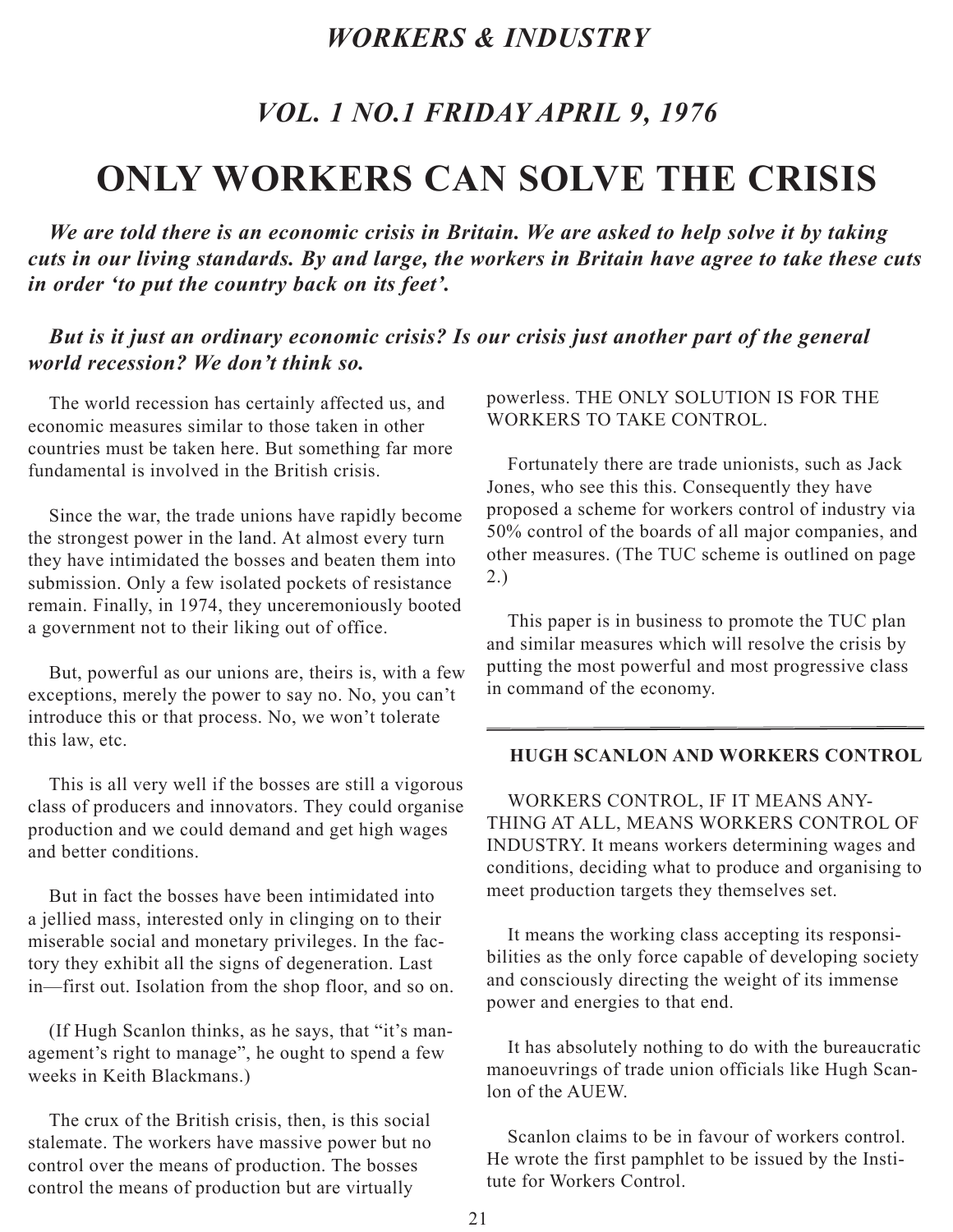## *WORKERS & INDUSTRY*

## *VOL. 1 NO.1 FRIDAY APRIL 9, 1976*

# ONLY WORKERS CAN SOLVE THE CRISIS

***We are told there is an economic crisis in Britain. We are asked to help solve it by taking cuts in our living standards. By and large, the workers in Britain have agree to take these cuts in order 'to put the country back on its feet'.***

***But is it just an ordinary economic crisis? Is our crisis just another part of the general world recession? We don't think so.***

The world recession has certainly affected us, and economic measures similar to those taken in other countries must be taken here. But something far more fundamental is involved in the British crisis.

Since the war, the trade unions have rapidly become the strongest power in the land. At almost every turn they have intimidated the bosses and beaten them into submission. Only a few isolated pockets of resistance remain. Finally, in 1974, they unceremoniously booted a government not to their liking out of office.

But, powerful as our unions are, theirs is, with a few exceptions, merely the power to say no. No, you can't introduce this or that process. No, we won't tolerate this law, etc.

This is all very well if the bosses are still a vigorous class of producers and innovators. They could organise production and we could demand and get high wages and better conditions.

But in fact the bosses have been intimidated into a jellied mass, interested only in clinging on to their miserable social and monetary privileges. In the factory they exhibit all the signs of degeneration. Last in—first out. Isolation from the shop floor, and so on.

(If Hugh Scanlon thinks, as he says, that "it's management's right to manage", he ought to spend a few weeks in Keith Blackmans.)

The crux of the British crisis, then, is this social stalemate. The workers have massive power but no control over the means of production. The bosses control the means of production but are virtually powerless. THE ONLY SOLUTION IS FOR THE WORKERS TO TAKE CONTROL.

Fortunately there are trade unionists, such as Jack Jones, who see this this. Consequently they have proposed a scheme for workers control of industry via 50% control of the boards of all major companies, and other measures. (The TUC scheme is outlined on page 2.)

This paper is in business to promote the TUC plan and similar measures which will resolve the crisis by putting the most powerful and most progressive class in command of the economy.

---

### HUGH SCANLON AND WORKERS CONTROL

WORKERS CONTROL, IF IT MEANS ANYTHING AT ALL, MEANS WORKERS CONTROL OF INDUSTRY. It means workers determining wages and conditions, deciding what to produce and organising to meet production targets they themselves set.

It means the working class accepting its responsibilities as the only force capable of developing society and consciously directing the weight of its immense power and energies to that end.

It has absolutely nothing to do with the bureaucratic manoeuvrings of trade union officials like Hugh Scanlon of the AUEW.

Scanlon claims to be in favour of workers control. He wrote the first pamphlet to be issued by the Institute for Workers Control.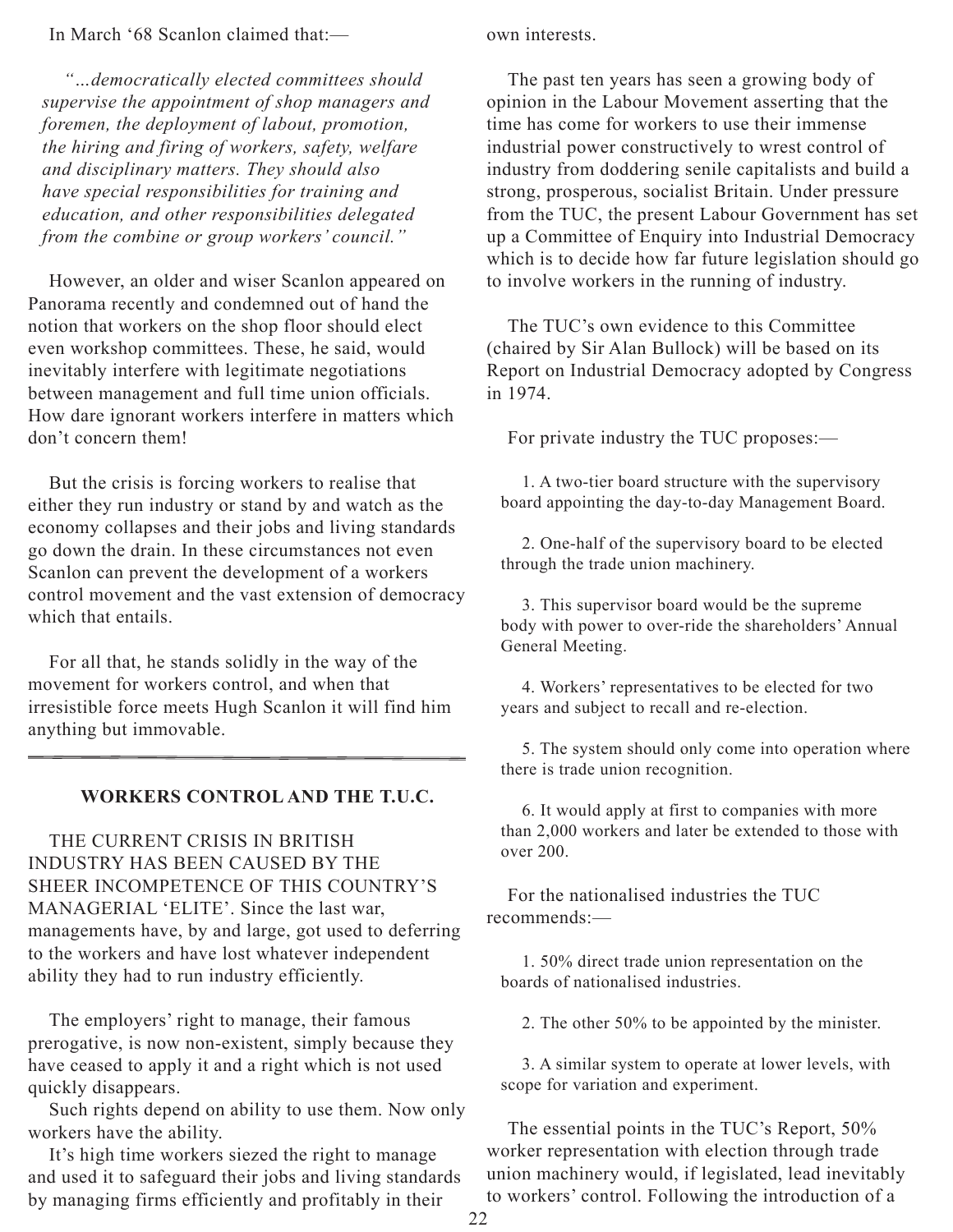In March '68 Scanlon claimed that:—

> *"...democratically elected committees should supervise the appointment of shop managers and foremen, the deployment of labout, promotion, the hiring and firing of workers, safety, welfare and disciplinary matters. They should also have special responsibilities for training and education, and other responsibilities delegated from the combine or group workers' council."*

However, an older and wiser Scanlon appeared on Panorama recently and condemned out of hand the notion that workers on the shop floor should elect even workshop committees. These, he said, would inevitably interfere with legitimate negotiations between management and full time union officials. How dare ignorant workers interfere in matters which don't concern them!

But the crisis is forcing workers to realise that either they run industry or stand by and watch as the economy collapses and their jobs and living standards go down the drain. In these circumstances not even Scanlon can prevent the development of a workers control movement and the vast extension of democracy which that entails.

For all that, he stands solidly in the way of the movement for workers control, and when that irresistible force meets Hugh Scanlon it will find him anything but immovable.

---

### WORKERS CONTROL AND THE T.U.C.

THE CURRENT CRISIS IN BRITISH INDUSTRY HAS BEEN CAUSED BY THE SHEER INCOMPETENCE OF THIS COUNTRY'S MANAGERIAL 'ELITE'. Since the last war, managements have, by and large, got used to deferring to the workers and have lost whatever independent ability they had to run industry efficiently.

The employers' right to manage, their famous prerogative, is now non-existent, simply because they have ceased to apply it and a right which is not used quickly disappears.

Such rights depend on ability to use them. Now only workers have the ability.

It's high time workers siezed the right to manage and used it to safeguard their jobs and living standards by managing firms efficiently and profitably in their own interests.

The past ten years has seen a growing body of opinion in the Labour Movement asserting that the time has come for workers to use their immense industrial power constructively to wrest control of industry from doddering senile capitalists and build a strong, prosperous, socialist Britain. Under pressure from the TUC, the present Labour Government has set up a Committee of Enquiry into Industrial Democracy which is to decide how far future legislation should go to involve workers in the running of industry.

The TUC's own evidence to this Committee (chaired by Sir Alan Bullock) will be based on its Report on Industrial Democracy adopted by Congress in 1974.

For private industry the TUC proposes:—

1. A two-tier board structure with the supervisory board appointing the day-to-day Management Board.
2. One-half of the supervisory board to be elected through the trade union machinery.
3. This supervisor board would be the supreme body with power to over-ride the shareholders' Annual General Meeting.
4. Workers' representatives to be elected for two years and subject to recall and re-election.
5. The system should only come into operation where there is trade union recognition.
6. It would apply at first to companies with more than 2,000 workers and later be extended to those with over 200.

For the nationalised industries the TUC recommends:—

1. 50% direct trade union representation on the boards of nationalised industries.
2. The other 50% to be appointed by the minister.
3. A similar system to operate at lower levels, with scope for variation and experiment.

The essential points in the TUC's Report, 50% worker representation with election through trade union machinery would, if legislated, lead inevitably to workers' control. Following the introduction of a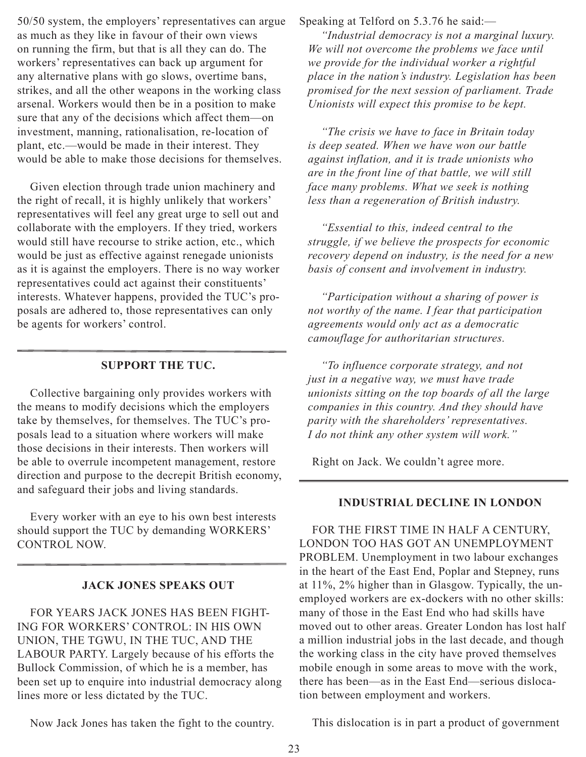50/50 system, the employers' representatives can argue as much as they like in favour of their own views on running the firm, but that is all they can do. The workers' representatives can back up argument for any alternative plans with go slows, overtime bans, strikes, and all the other weapons in the working class arsenal. Workers would then be in a position to make sure that any of the decisions which affect them—on investment, manning, rationalisation, re-location of plant, etc.—would be made in their interest. They would be able to make those decisions for themselves.

Given election through trade union machinery and the right of recall, it is highly unlikely that workers' representatives will feel any great urge to sell out and collaborate with the employers. If they tried, workers would still have recourse to strike action, etc., which would be just as effective against renegade unionists as it is against the employers. There is no way worker representatives could act against their constituents' interests. Whatever happens, provided the TUC's proposals are adhered to, those representatives can only be agents for workers' control.

### SUPPORT THE TUC.

Collective bargaining only provides workers with the means to modify decisions which the employers take by themselves, for themselves. The TUC's proposals lead to a situation where workers will make those decisions in their interests. Then workers will be able to overrule incompetent management, restore direction and purpose to the decrepit British economy, and safeguard their jobs and living standards.

Every worker with an eye to his own best interests should support the TUC by demanding WORKERS' CONTROL NOW.

### JACK JONES SPEAKS OUT

FOR YEARS JACK JONES HAS BEEN FIGHTING FOR WORKERS' CONTROL: IN HIS OWN UNION, THE TGWU, IN THE TUC, AND THE LABOUR PARTY. Largely because of his efforts the Bullock Commission, of which he is a member, has been set up to enquire into industrial democracy along lines more or less dictated by the TUC.

Now Jack Jones has taken the fight to the country. Speaking at Telford on 5.3.76 he said:—

*"Industrial democracy is not a marginal luxury. We will not overcome the problems we face until we provide for the individual worker a rightful place in the nation's industry. Legislation has been promised for the next session of parliament. Trade Unionists will expect this promise to be kept.*

*"The crisis we have to face in Britain today is deep seated. When we have won our battle against inflation, and it is trade unionists who are in the front line of that battle, we will still face many problems. What we seek is nothing less than a regeneration of British industry.*

*"Essential to this, indeed central to the struggle, if we believe the prospects for economic recovery depend on industry, is the need for a new basis of consent and involvement in industry.*

*"Participation without a sharing of power is not worthy of the name. I fear that participation agreements would only act as a democratic camouflage for authoritarian structures.*

*"To influence corporate strategy, and not just in a negative way, we must have trade unionists sitting on the top boards of all the large companies in this country. And they should have parity with the shareholders' representatives. I do not think any other system will work."*

Right on Jack. We couldn't agree more.

### INDUSTRIAL DECLINE IN LONDON

FOR THE FIRST TIME IN HALF A CENTURY, LONDON TOO HAS GOT AN UNEMPLOYMENT PROBLEM. Unemployment in two labour exchanges in the heart of the East End, Poplar and Stepney, runs at 11%, 2% higher than in Glasgow. Typically, the unemployed workers are ex-dockers with no other skills: many of those in the East End who had skills have moved out to other areas. Greater London has lost half a million industrial jobs in the last decade, and though the working class in the city have proved themselves mobile enough in some areas to move with the work, there has been—as in the East End—serious dislocation between employment and workers.

This dislocation is in part a product of government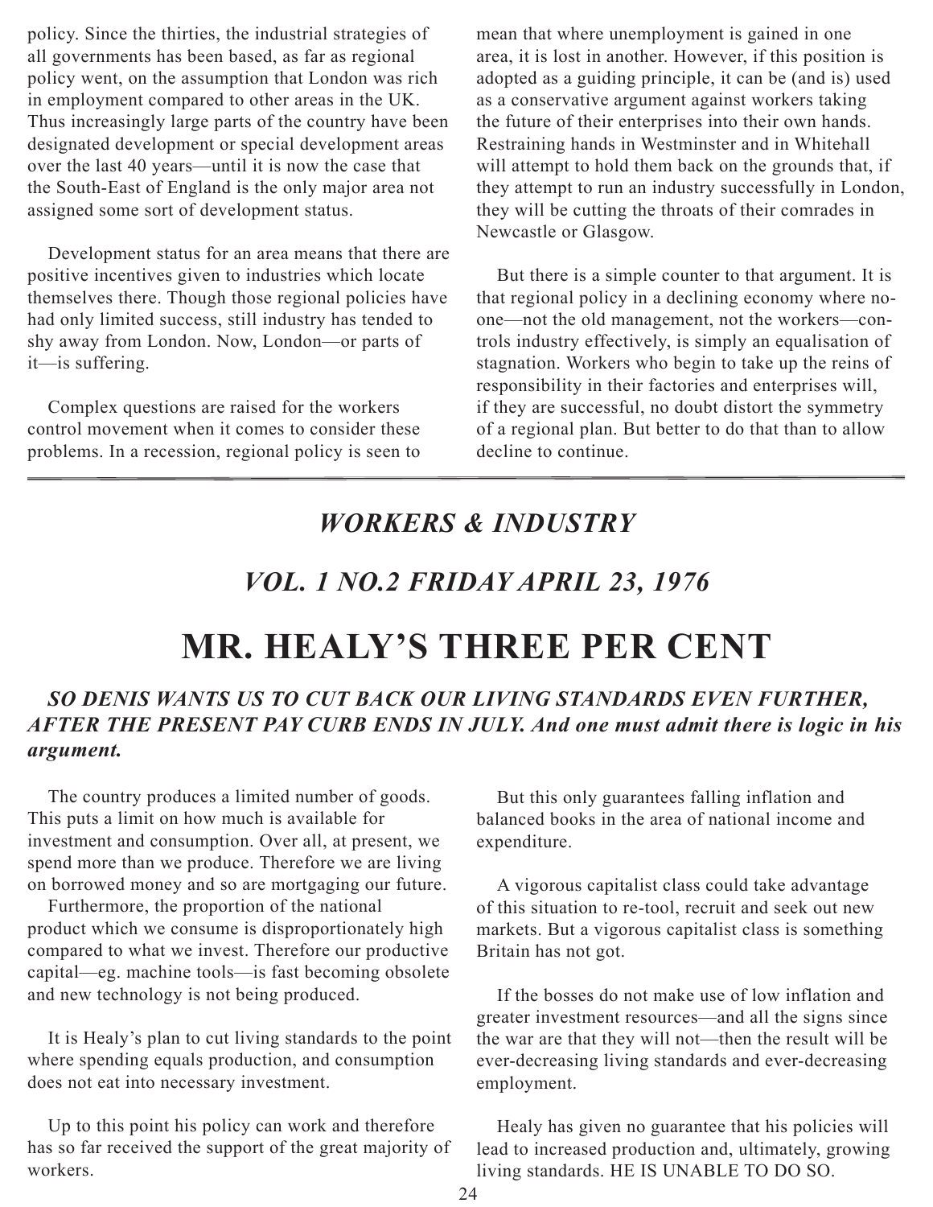policy. Since the thirties, the industrial strategies of all governments has been based, as far as regional policy went, on the assumption that London was rich in employment compared to other areas in the UK. Thus increasingly large parts of the country have been designated development or special development areas over the last 40 years—until it is now the case that the South-East of England is the only major area not assigned some sort of development status.

Development status for an area means that there are positive incentives given to industries which locate themselves there. Though those regional policies have had only limited success, still industry has tended to shy away from London. Now, London—or parts of it—is suffering.

Complex questions are raised for the workers control movement when it comes to consider these problems. In a recession, regional policy is seen to mean that where unemployment is gained in one area, it is lost in another. However, if this position is adopted as a guiding principle, it can be (and is) used as a conservative argument against workers taking the future of their enterprises into their own hands. Restraining hands in Westminster and in Whitehall will attempt to hold them back on the grounds that, if they attempt to run an industry successfully in London, they will be cutting the throats of their comrades in Newcastle or Glasgow.

But there is a simple counter to that argument. It is that regional policy in a declining economy where no-one—not the old management, not the workers—controls industry effectively, is simply an equalisation of stagnation. Workers who begin to take up the reins of responsibility in their factories and enterprises will, if they are successful, no doubt distort the symmetry of a regional plan. But better to do that than to allow decline to continue.

---

## *WORKERS & INDUSTRY*

## *VOL. 1 NO.2 FRIDAY APRIL 23, 1976*

# MR. HEALY'S THREE PER CENT

***SO DENIS WANTS US TO CUT BACK OUR LIVING STANDARDS EVEN FURTHER, AFTER THE PRESENT PAY CURB ENDS IN JULY. And one must admit there is logic in his argument.***

The country produces a limited number of goods. This puts a limit on how much is available for investment and consumption. Over all, at present, we spend more than we produce. Therefore we are living on borrowed money and so are mortgaging our future.

Furthermore, the proportion of the national product which we consume is disproportionately high compared to what we invest. Therefore our productive capital—eg. machine tools—is fast becoming obsolete and new technology is not being produced.

It is Healy's plan to cut living standards to the point where spending equals production, and consumption does not eat into necessary investment.

Up to this point his policy can work and therefore has so far received the support of the great majority of workers.

But this only guarantees falling inflation and balanced books in the area of national income and expenditure.

A vigorous capitalist class could take advantage of this situation to re-tool, recruit and seek out new markets. But a vigorous capitalist class is something Britain has not got.

If the bosses do not make use of low inflation and greater investment resources—and all the signs since the war are that they will not—then the result will be ever-decreasing living standards and ever-decreasing employment.

Healy has given no guarantee that his policies will lead to increased production and, ultimately, growing living standards. HE IS UNABLE TO DO SO.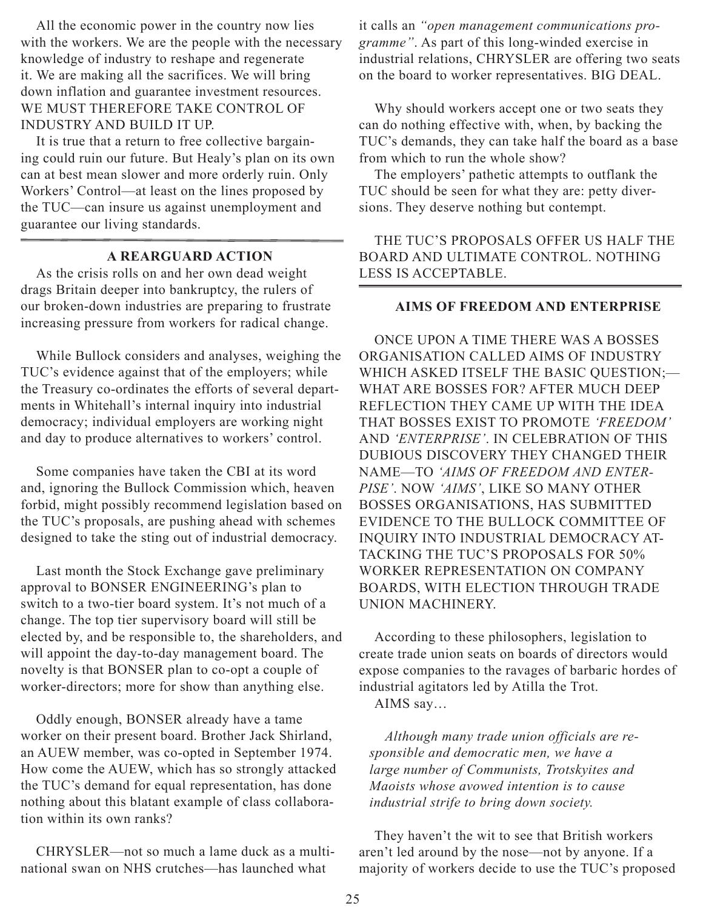All the economic power in the country now lies with the workers. We are the people with the necessary knowledge of industry to reshape and regenerate it. We are making all the sacrifices. We will bring down inflation and guarantee investment resources. WE MUST THEREFORE TAKE CONTROL OF INDUSTRY AND BUILD IT UP.

It is true that a return to free collective bargaining could ruin our future. But Healy's plan on its own can at best mean slower and more orderly ruin. Only Workers' Control—at least on the lines proposed by the TUC—can insure us against unemployment and guarantee our living standards.

---

**A REARGUARD ACTION**

As the crisis rolls on and her own dead weight drags Britain deeper into bankruptcy, the rulers of our broken-down industries are preparing to frustrate increasing pressure from workers for radical change.

While Bullock considers and analyses, weighing the TUC's evidence against that of the employers; while the Treasury co-ordinates the efforts of several departments in Whitehall's internal inquiry into industrial democracy; individual employers are working night and day to produce alternatives to workers' control.

Some companies have taken the CBI at its word and, ignoring the Bullock Commission which, heaven forbid, might possibly recommend legislation based on the TUC's proposals, are pushing ahead with schemes designed to take the sting out of industrial democracy.

Last month the Stock Exchange gave preliminary approval to BONSER ENGINEERING's plan to switch to a two-tier board system. It's not much of a change. The top tier supervisory board will still be elected by, and be responsible to, the shareholders, and will appoint the day-to-day management board. The novelty is that BONSER plan to co-opt a couple of worker-directors; more for show than anything else.

Oddly enough, BONSER already have a tame worker on their present board. Brother Jack Shirland, an AUEW member, was co-opted in September 1974. How come the AUEW, which has so strongly attacked the TUC's demand for equal representation, has done nothing about this blatant example of class collaboration within its own ranks?

CHRYSLER—not so much a lame duck as a multinational swan on NHS crutches—has launched what it calls an *"open management communications programme"*. As part of this long-winded exercise in industrial relations, CHRYSLER are offering two seats on the board to worker representatives. BIG DEAL.

Why should workers accept one or two seats they can do nothing effective with, when, by backing the TUC's demands, they can take half the board as a base from which to run the whole show?

The employers' pathetic attempts to outflank the TUC should be seen for what they are: petty diversions. They deserve nothing but contempt.

THE TUC'S PROPOSALS OFFER US HALF THE BOARD AND ULTIMATE CONTROL. NOTHING LESS IS ACCEPTABLE.

---

**AIMS OF FREEDOM AND ENTERPRISE**

ONCE UPON A TIME THERE WAS A BOSSES ORGANISATION CALLED AIMS OF INDUSTRY WHICH ASKED ITSELF THE BASIC QUESTION;—WHAT ARE BOSSES FOR? AFTER MUCH DEEP REFLECTION THEY CAME UP WITH THE IDEA THAT BOSSES EXIST TO PROMOTE *'FREEDOM'* AND *'ENTERPRISE'*. IN CELEBRATION OF THIS DUBIOUS DISCOVERY THEY CHANGED THEIR NAME—TO *'AIMS OF FREEDOM AND ENTERPISE'*. NOW *'AIMS'*, LIKE SO MANY OTHER BOSSES ORGANISATIONS, HAS SUBMITTED EVIDENCE TO THE BULLOCK COMMITTEE OF INQUIRY INTO INDUSTRIAL DEMOCRACY ATTACKING THE TUC'S PROPOSALS FOR 50% WORKER REPRESENTATION ON COMPANY BOARDS, WITH ELECTION THROUGH TRADE UNION MACHINERY.

According to these philosophers, legislation to create trade union seats on boards of directors would expose companies to the ravages of barbaric hordes of industrial agitators led by Atilla the Trot.

AIMS say…

> *Although many trade union officials are responsible and democratic men, we have a large number of Communists, Trotskyites and Maoists whose avowed intention is to cause industrial strife to bring down society.*

They haven't the wit to see that British workers aren't led around by the nose—not by anyone. If a majority of workers decide to use the TUC's proposed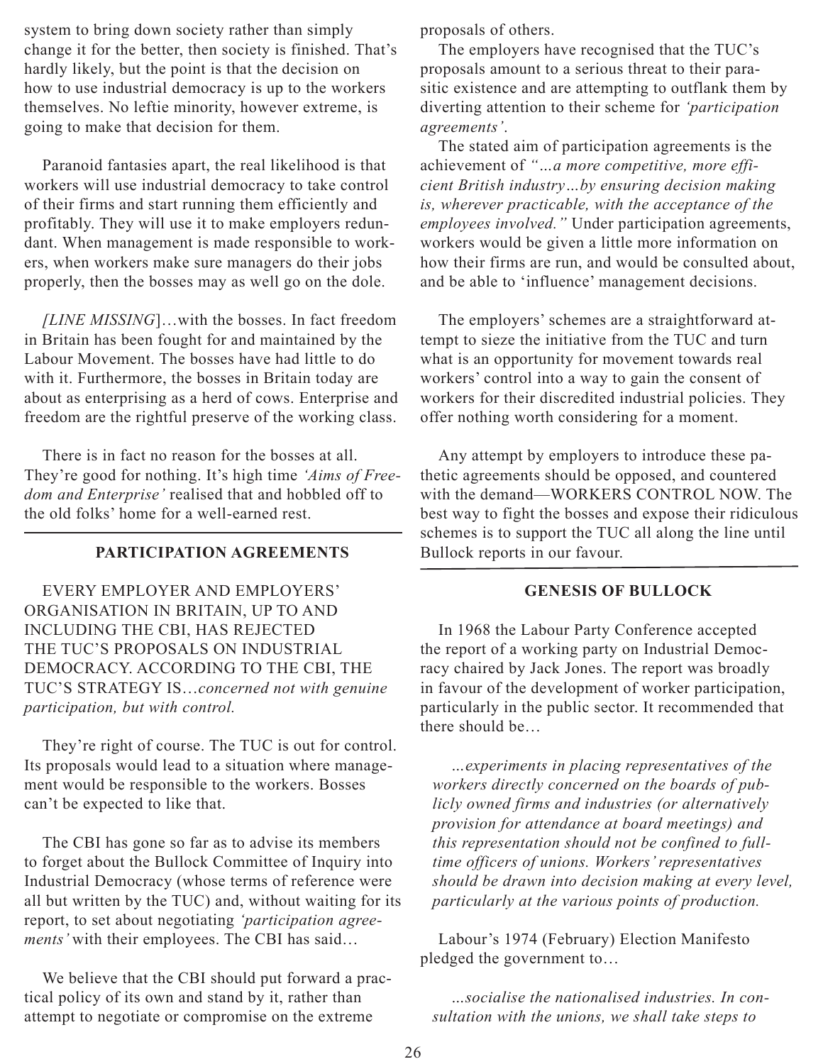system to bring down society rather than simply change it for the better, then society is finished. That's hardly likely, but the point is that the decision on how to use industrial democracy is up to the workers themselves. No leftie minority, however extreme, is going to make that decision for them.

Paranoid fantasies apart, the real likelihood is that workers will use industrial democracy to take control of their firms and start running them efficiently and profitably. They will use it to make employers redundant. When management is made responsible to workers, when workers make sure managers do their jobs properly, then the bosses may as well go on the dole.

*[LINE MISSING*]…with the bosses. In fact freedom in Britain has been fought for and maintained by the Labour Movement. The bosses have had little to do with it. Furthermore, the bosses in Britain today are about as enterprising as a herd of cows. Enterprise and freedom are the rightful preserve of the working class.

There is in fact no reason for the bosses at all. They're good for nothing. It's high time *'Aims of Freedom and Enterprise'* realised that and hobbled off to the old folks' home for a well-earned rest.

---

## PARTICIPATION AGREEMENTS

EVERY EMPLOYER AND EMPLOYERS' ORGANISATION IN BRITAIN, UP TO AND INCLUDING THE CBI, HAS REJECTED THE TUC'S PROPOSALS ON INDUSTRIAL DEMOCRACY. ACCORDING TO THE CBI, THE TUC'S STRATEGY IS…*concerned not with genuine participation, but with control.*

They're right of course. The TUC is out for control. Its proposals would lead to a situation where management would be responsible to the workers. Bosses can't be expected to like that.

The CBI has gone so far as to advise its members to forget about the Bullock Committee of Inquiry into Industrial Democracy (whose terms of reference were all but written by the TUC) and, without waiting for its report, to set about negotiating *'participation agreements'* with their employees. The CBI has said…

We believe that the CBI should put forward a practical policy of its own and stand by it, rather than attempt to negotiate or compromise on the extreme proposals of others.

The employers have recognised that the TUC's proposals amount to a serious threat to their parasitic existence and are attempting to outflank them by diverting attention to their scheme for *'participation agreements'*.

The stated aim of participation agreements is the achievement of *"…a more competitive, more efficient British industry…by ensuring decision making is, wherever practicable, with the acceptance of the employees involved."* Under participation agreements, workers would be given a little more information on how their firms are run, and would be consulted about, and be able to 'influence' management decisions.

The employers' schemes are a straightforward attempt to sieze the initiative from the TUC and turn what is an opportunity for movement towards real workers' control into a way to gain the consent of workers for their discredited industrial policies. They offer nothing worth considering for a moment.

Any attempt by employers to introduce these pathetic agreements should be opposed, and countered with the demand—WORKERS CONTROL NOW. The best way to fight the bosses and expose their ridiculous schemes is to support the TUC all along the line until Bullock reports in our favour.

---

## GENESIS OF BULLOCK

In 1968 the Labour Party Conference accepted the report of a working party on Industrial Democracy chaired by Jack Jones. The report was broadly in favour of the development of worker participation, particularly in the public sector. It recommended that there should be…

> *…experiments in placing representatives of the workers directly concerned on the boards of publicly owned firms and industries (or alternatively provision for attendance at board meetings) and this representation should not be confined to full-time officers of unions. Workers' representatives should be drawn into decision making at every level, particularly at the various points of production.*

Labour's 1974 (February) Election Manifesto pledged the government to…

> *…socialise the nationalised industries. In consultation with the unions, we shall take steps to*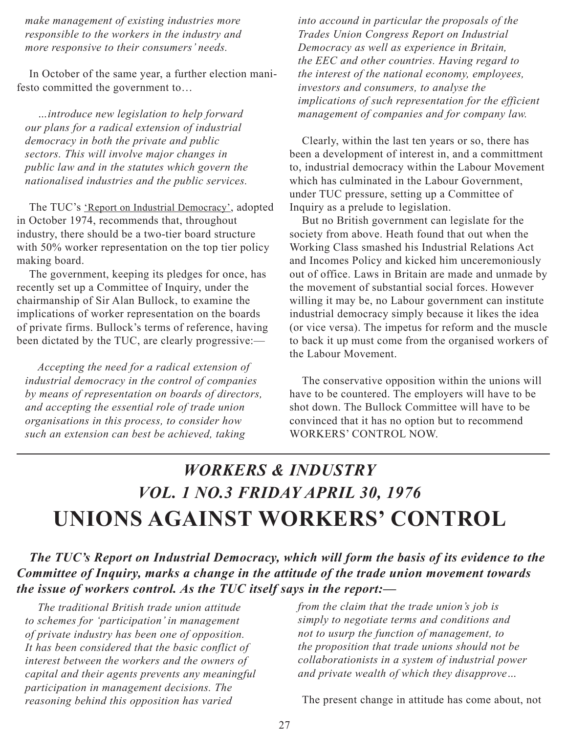*make management of existing industries more responsible to the workers in the industry and more responsive to their consumers' needs.*

In October of the same year, a further election manifesto committed the government to…

> *…introduce new legislation to help forward our plans for a radical extension of industrial democracy in both the private and public sectors. This will involve major changes in public law and in the statutes which govern the nationalised industries and the public services.*

The TUC's 'Report on Industrial Democracy', adopted in October 1974, recommends that, throughout industry, there should be a two-tier board structure with 50% worker representation on the top tier policy making board.

The government, keeping its pledges for once, has recently set up a Committee of Inquiry, under the chairmanship of Sir Alan Bullock, to examine the implications of worker representation on the boards of private firms. Bullock's terms of reference, having been dictated by the TUC, are clearly progressive:—

> *Accepting the need for a radical extension of industrial democracy in the control of companies by means of representation on boards of directors, and accepting the essential role of trade union organisations in this process, to consider how such an extension can best be achieved, taking into accound in particular the proposals of the Trades Union Congress Report on Industrial Democracy as well as experience in Britain, the EEC and other countries. Having regard to the interest of the national economy, employees, investors and consumers, to analyse the implications of such representation for the efficient management of companies and for company law.*

Clearly, within the last ten years or so, there has been a development of interest in, and a committment to, industrial democracy within the Labour Movement which has culminated in the Labour Government, under TUC pressure, setting up a Committee of Inquiry as a prelude to legislation.

But no British government can legislate for the society from above. Heath found that out when the Working Class smashed his Industrial Relations Act and Incomes Policy and kicked him unceremoniously out of office. Laws in Britain are made and unmade by the movement of substantial social forces. However willing it may be, no Labour government can institute industrial democracy simply because it likes the idea (or vice versa). The impetus for reform and the muscle to back it up must come from the organised workers of the Labour Movement.

The conservative opposition within the unions will have to be countered. The employers will have to be shot down. The Bullock Committee will have to be convinced that it has no option but to recommend WORKERS' CONTROL NOW.

---

## *WORKERS & INDUSTRY*
## *VOL. 1 NO.3 FRIDAY APRIL 30, 1976*
# UNIONS AGAINST WORKERS' CONTROL

***The TUC's Report on Industrial Democracy, which will form the basis of its evidence to the Committee of Inquiry, marks a change in the attitude of the trade union movement towards the issue of workers control. As the TUC itself says in the report:—***

> *The traditional British trade union attitude to schemes for 'participation' in management of private industry has been one of opposition. It has been considered that the basic conflict of interest between the workers and the owners of capital and their agents prevents any meaningful participation in management decisions. The reasoning behind this opposition has varied from the claim that the trade union's job is simply to negotiate terms and conditions and not to usurp the function of management, to the proposition that trade unions should not be collaborationists in a system of industrial power and private wealth of which they disapprove…*

The present change in attitude has come about, not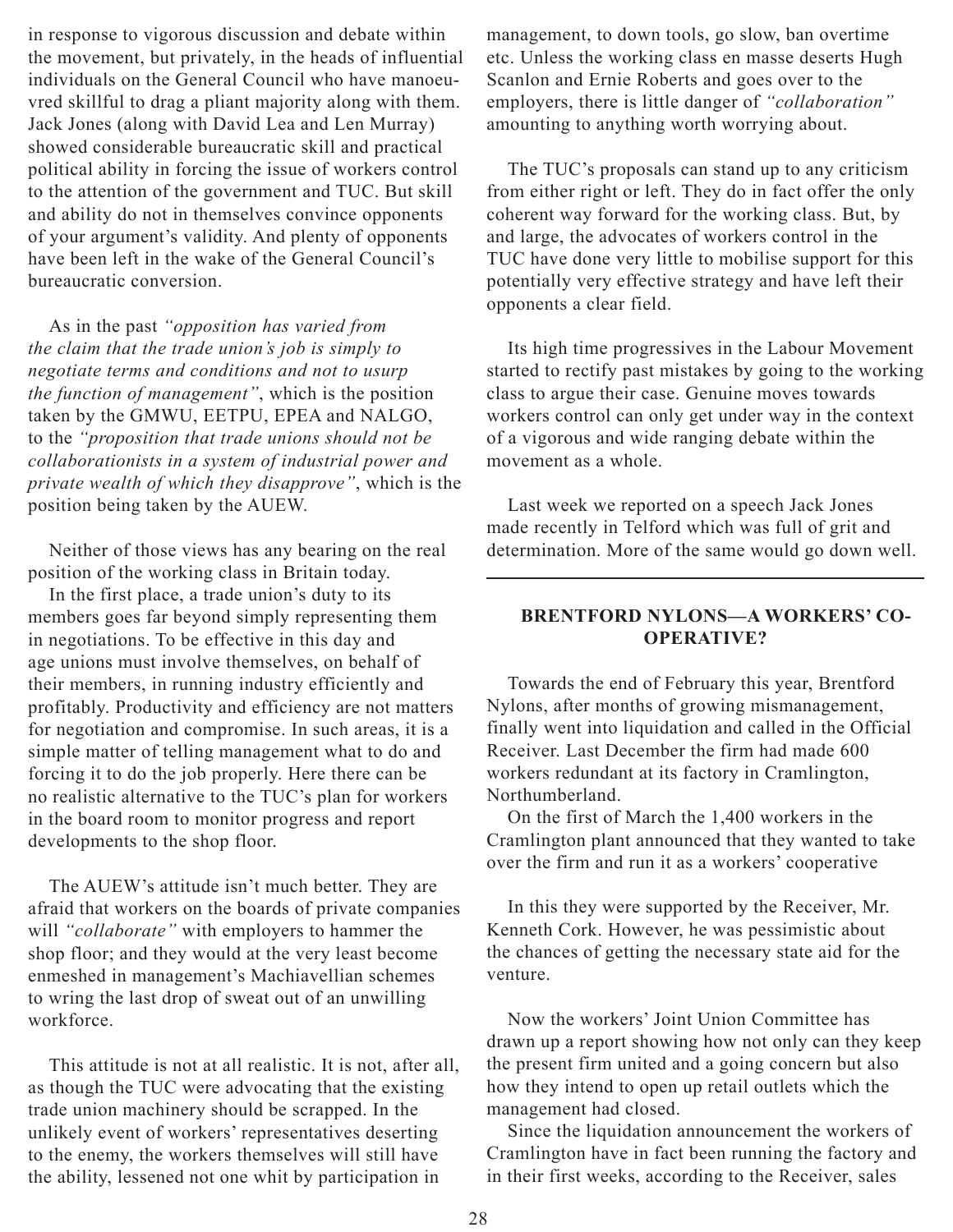in response to vigorous discussion and debate within the movement, but privately, in the heads of influential individuals on the General Council who have manoeuvred skillful to drag a pliant majority along with them. Jack Jones (along with David Lea and Len Murray) showed considerable bureaucratic skill and practical political ability in forcing the issue of workers control to the attention of the government and TUC. But skill and ability do not in themselves convince opponents of your argument's validity. And plenty of opponents have been left in the wake of the General Council's bureaucratic conversion.

As in the past *"opposition has varied from the claim that the trade union's job is simply to negotiate terms and conditions and not to usurp the function of management"*, which is the position taken by the GMWU, EETPU, EPEA and NALGO, to the *"proposition that trade unions should not be collaborationists in a system of industrial power and private wealth of which they disapprove"*, which is the position being taken by the AUEW.

Neither of those views has any bearing on the real position of the working class in Britain today.

In the first place, a trade union's duty to its members goes far beyond simply representing them in negotiations. To be effective in this day and age unions must involve themselves, on behalf of their members, in running industry efficiently and profitably. Productivity and efficiency are not matters for negotiation and compromise. In such areas, it is a simple matter of telling management what to do and forcing it to do the job properly. Here there can be no realistic alternative to the TUC's plan for workers in the board room to monitor progress and report developments to the shop floor.

The AUEW's attitude isn't much better. They are afraid that workers on the boards of private companies will *"collaborate"* with employers to hammer the shop floor; and they would at the very least become enmeshed in management's Machiavellian schemes to wring the last drop of sweat out of an unwilling workforce.

This attitude is not at all realistic. It is not, after all, as though the TUC were advocating that the existing trade union machinery should be scrapped. In the unlikely event of workers' representatives deserting to the enemy, the workers themselves will still have the ability, lessened not one whit by participation in management, to down tools, go slow, ban overtime etc. Unless the working class en masse deserts Hugh Scanlon and Ernie Roberts and goes over to the employers, there is little danger of *"collaboration"* amounting to anything worth worrying about.

The TUC's proposals can stand up to any criticism from either right or left. They do in fact offer the only coherent way forward for the working class. But, by and large, the advocates of workers control in the TUC have done very little to mobilise support for this potentially very effective strategy and have left their opponents a clear field.

Its high time progressives in the Labour Movement started to rectify past mistakes by going to the working class to argue their case. Genuine moves towards workers control can only get under way in the context of a vigorous and wide ranging debate within the movement as a whole.

Last week we reported on a speech Jack Jones made recently in Telford which was full of grit and determination. More of the same would go down well.

---

## BRENTFORD NYLONS—A WORKERS' CO-OPERATIVE?

Towards the end of February this year, Brentford Nylons, after months of growing mismanagement, finally went into liquidation and called in the Official Receiver. Last December the firm had made 600 workers redundant at its factory in Cramlington, Northumberland.

On the first of March the 1,400 workers in the Cramlington plant announced that they wanted to take over the firm and run it as a workers' cooperative

In this they were supported by the Receiver, Mr. Kenneth Cork. However, he was pessimistic about the chances of getting the necessary state aid for the venture.

Now the workers' Joint Union Committee has drawn up a report showing how not only can they keep the present firm united and a going concern but also how they intend to open up retail outlets which the management had closed.

Since the liquidation announcement the workers of Cramlington have in fact been running the factory and in their first weeks, according to the Receiver, sales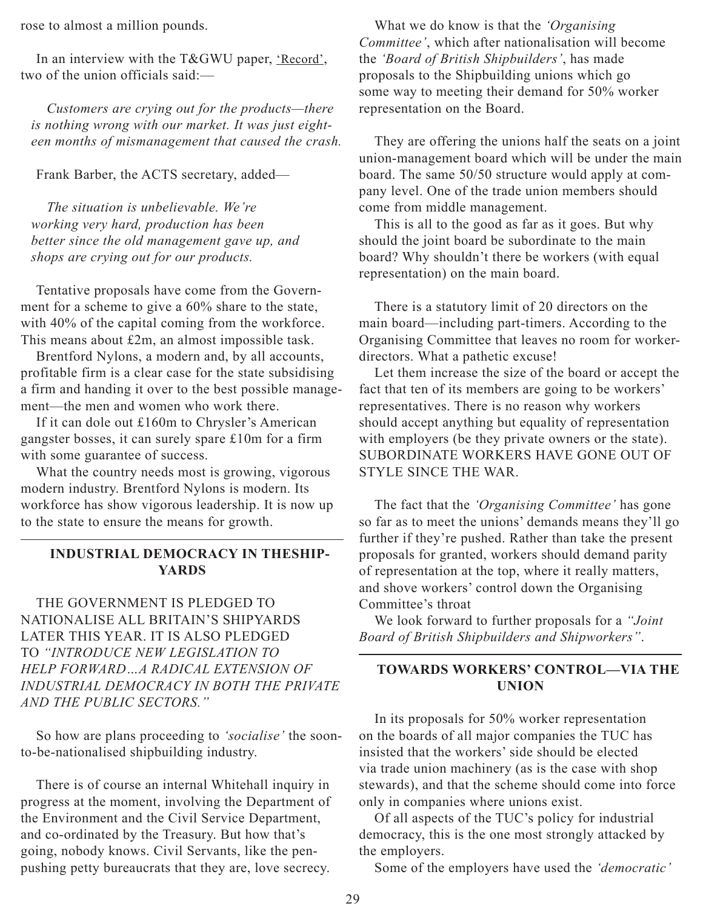rose to almost a million pounds.

In an interview with the T&GWU paper, 'Record', two of the union officials said:—

> *Customers are crying out for the products—there is nothing wrong with our market. It was just eighteen months of mismanagement that caused the crash.*

Frank Barber, the ACTS secretary, added—

> *The situation is unbelievable. We're working very hard, production has been better since the old management gave up, and shops are crying out for our products.*

Tentative proposals have come from the Government for a scheme to give a 60% share to the state, with 40% of the capital coming from the workforce. This means about £2m, an almost impossible task.

Brentford Nylons, a modern and, by all accounts, profitable firm is a clear case for the state subsidising a firm and handing it over to the best possible management—the men and women who work there.

If it can dole out £160m to Chrysler's American gangster bosses, it can surely spare £10m for a firm with some guarantee of success.

What the country needs most is growing, vigorous modern industry. Brentford Nylons is modern. Its workforce has show vigorous leadership. It is now up to the state to ensure the means for growth.

## INDUSTRIAL DEMOCRACY IN THESHIP-YARDS

THE GOVERNMENT IS PLEDGED TO NATIONALISE ALL BRITAIN'S SHIPYARDS LATER THIS YEAR. IT IS ALSO PLEDGED TO *"INTRODUCE NEW LEGISLATION TO HELP FORWARD…A RADICAL EXTENSION OF INDUSTRIAL DEMOCRACY IN BOTH THE PRIVATE AND THE PUBLIC SECTORS."*

So how are plans proceeding to *'socialise'* the soon-to-be-nationalised shipbuilding industry.

There is of course an internal Whitehall inquiry in progress at the moment, involving the Department of the Environment and the Civil Service Department, and co-ordinated by the Treasury. But how that's going, nobody knows. Civil Servants, like the pen-pushing petty bureaucrats that they are, love secrecy.

What we do know is that the *'Organising Committee'*, which after nationalisation will become the *'Board of British Shipbuilders'*, has made proposals to the Shipbuilding unions which go some way to meeting their demand for 50% worker representation on the Board.

They are offering the unions half the seats on a joint union-management board which will be under the main board. The same 50/50 structure would apply at company level. One of the trade union members should come from middle management.

This is all to the good as far as it goes. But why should the joint board be subordinate to the main board? Why shouldn't there be workers (with equal representation) on the main board.

There is a statutory limit of 20 directors on the main board—including part-timers. According to the Organising Committee that leaves no room for worker-directors. What a pathetic excuse!

Let them increase the size of the board or accept the fact that ten of its members are going to be workers' representatives. There is no reason why workers should accept anything but equality of representation with employers (be they private owners or the state). SUBORDINATE WORKERS HAVE GONE OUT OF STYLE SINCE THE WAR.

The fact that the *'Organising Committee'* has gone so far as to meet the unions' demands means they'll go further if they're pushed. Rather than take the present proposals for granted, workers should demand parity of representation at the top, where it really matters, and shove workers' control down the Organising Committee's throat

We look forward to further proposals for a *"Joint Board of British Shipbuilders and Shipworkers"*.

## TOWARDS WORKERS' CONTROL—VIA THE UNION

In its proposals for 50% worker representation on the boards of all major companies the TUC has insisted that the workers' side should be elected via trade union machinery (as is the case with shop stewards), and that the scheme should come into force only in companies where unions exist.

Of all aspects of the TUC's policy for industrial democracy, this is the one most strongly attacked by the employers.

Some of the employers have used the *'democratic'*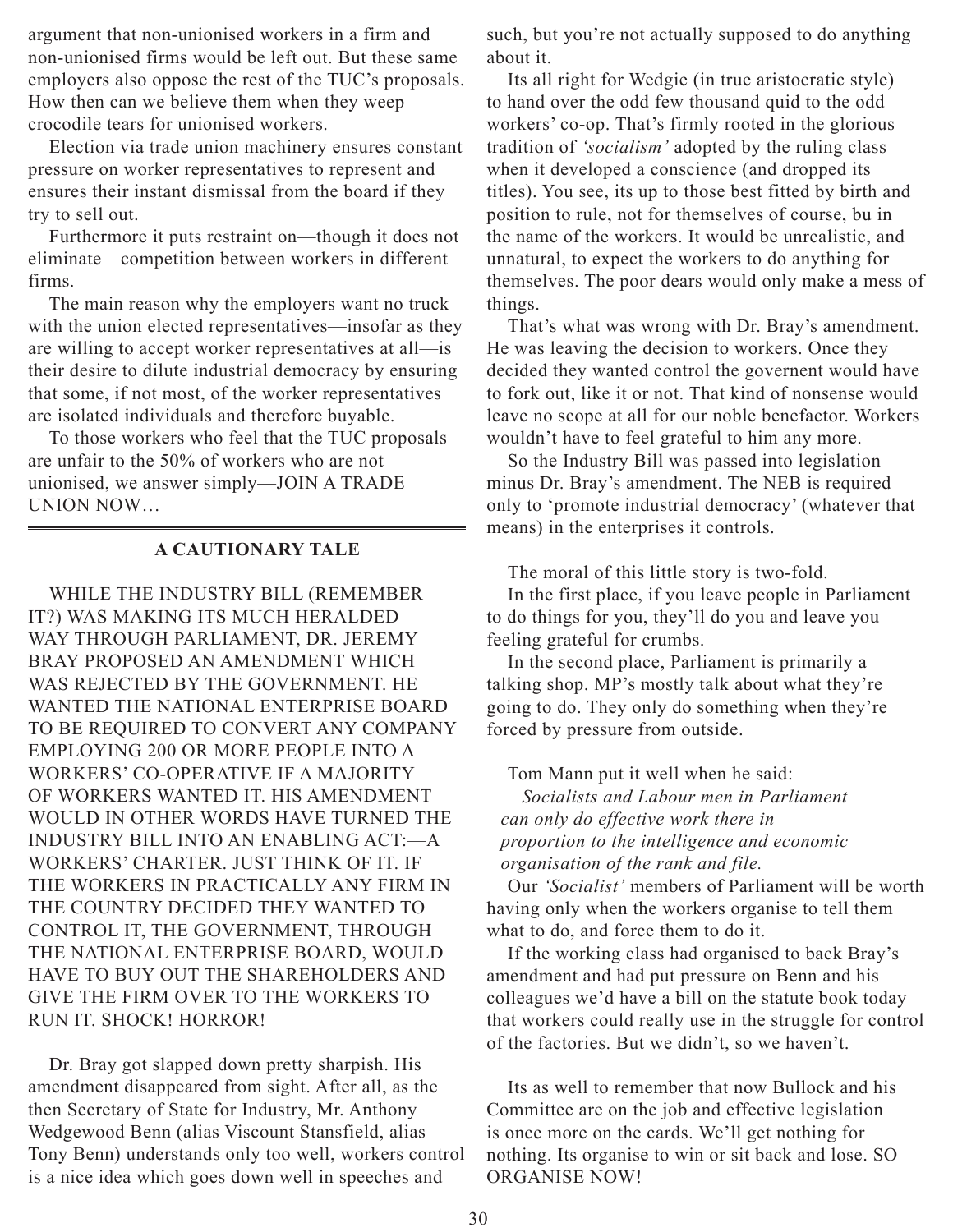argument that non-unionised workers in a firm and non-unionised firms would be left out. But these same employers also oppose the rest of the TUC's proposals. How then can we believe them when they weep crocodile tears for unionised workers.

Election via trade union machinery ensures constant pressure on worker representatives to represent and ensures their instant dismissal from the board if they try to sell out.

Furthermore it puts restraint on—though it does not eliminate—competition between workers in different firms.

The main reason why the employers want no truck with the union elected representatives—insofar as they are willing to accept worker representatives at all—is their desire to dilute industrial democracy by ensuring that some, if not most, of the worker representatives are isolated individuals and therefore buyable.

To those workers who feel that the TUC proposals are unfair to the 50% of workers who are not unionised, we answer simply—JOIN A TRADE UNION NOW…

---

## A CAUTIONARY TALE

WHILE THE INDUSTRY BILL (REMEMBER IT?) WAS MAKING ITS MUCH HERALDED WAY THROUGH PARLIAMENT, DR. JEREMY BRAY PROPOSED AN AMENDMENT WHICH WAS REJECTED BY THE GOVERNMENT. HE WANTED THE NATIONAL ENTERPRISE BOARD TO BE REQUIRED TO CONVERT ANY COMPANY EMPLOYING 200 OR MORE PEOPLE INTO A WORKERS' CO-OPERATIVE IF A MAJORITY OF WORKERS WANTED IT. HIS AMENDMENT WOULD IN OTHER WORDS HAVE TURNED THE INDUSTRY BILL INTO AN ENABLING ACT:—A WORKERS' CHARTER. JUST THINK OF IT. IF THE WORKERS IN PRACTICALLY ANY FIRM IN THE COUNTRY DECIDED THEY WANTED TO CONTROL IT, THE GOVERNMENT, THROUGH THE NATIONAL ENTERPRISE BOARD, WOULD HAVE TO BUY OUT THE SHAREHOLDERS AND GIVE THE FIRM OVER TO THE WORKERS TO RUN IT. SHOCK! HORROR!

Dr. Bray got slapped down pretty sharpish. His amendment disappeared from sight. After all, as the then Secretary of State for Industry, Mr. Anthony Wedgewood Benn (alias Viscount Stansfield, alias Tony Benn) understands only too well, workers control is a nice idea which goes down well in speeches and such, but you're not actually supposed to do anything about it.

Its all right for Wedgie (in true aristocratic style) to hand over the odd few thousand quid to the odd workers' co-op. That's firmly rooted in the glorious tradition of *'socialism'* adopted by the ruling class when it developed a conscience (and dropped its titles). You see, its up to those best fitted by birth and position to rule, not for themselves of course, bu in the name of the workers. It would be unrealistic, and unnatural, to expect the workers to do anything for themselves. The poor dears would only make a mess of things.

That's what was wrong with Dr. Bray's amendment. He was leaving the decision to workers. Once they decided they wanted control the govenent would have to fork out, like it or not. That kind of nonsense would leave no scope at all for our noble benefactor. Workers wouldn't have to feel grateful to him any more.

So the Industry Bill was passed into legislation minus Dr. Bray's amendment. The NEB is required only to 'promote industrial democracy' (whatever that means) in the enterprises it controls.

The moral of this little story is two-fold.

In the first place, if you leave people in Parliament to do things for you, they'll do you and leave you feeling grateful for crumbs.

In the second place, Parliament is primarily a talking shop. MP's mostly talk about what they're going to do. They only do something when they're forced by pressure from outside.

Tom Mann put it well when he said:—

> *Socialists and Labour men in Parliament can only do effective work there in proportion to the intelligence and economic organisation of the rank and file.*

Our *'Socialist'* members of Parliament will be worth having only when the workers organise to tell them what to do, and force them to do it.

If the working class had organised to back Bray's amendment and had put pressure on Benn and his colleagues we'd have a bill on the statute book today that workers could really use in the struggle for control of the factories. But we didn't, so we haven't.

Its as well to remember that now Bullock and his Committee are on the job and effective legislation is once more on the cards. We'll get nothing for nothing. Its organise to win or sit back and lose. SO ORGANISE NOW!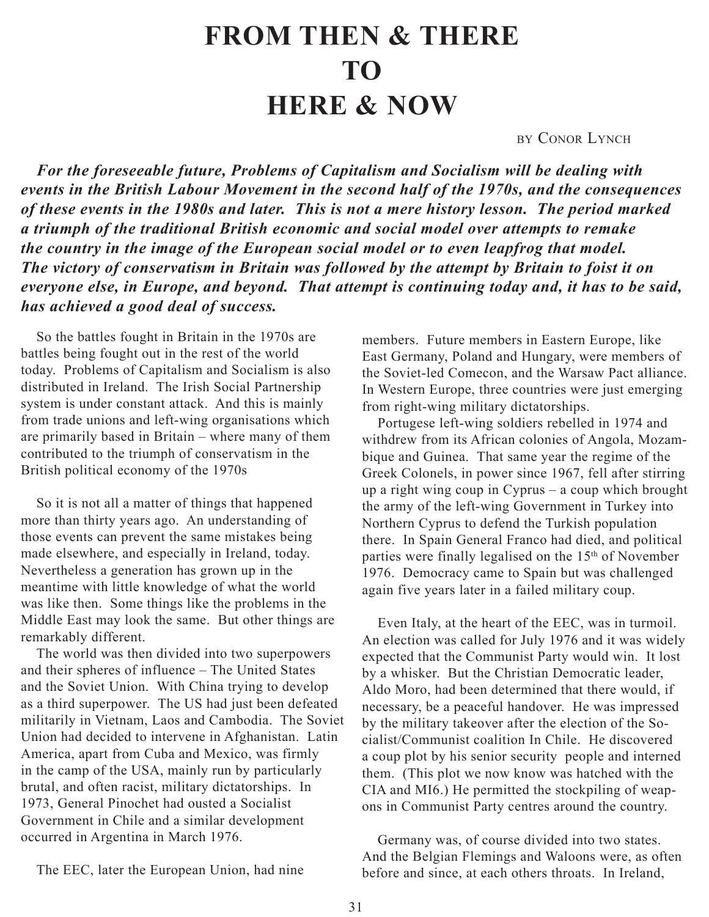# FROM THEN & THERE TO HERE & NOW

BY CONOR LYNCH

***For the foreseeable future, Problems of Capitalism and Socialism will be dealing with events in the British Labour Movement in the second half of the 1970s, and the consequences of these events in the 1980s and later. This is not a mere history lesson. The period marked a triumph of the traditional British economic and social model over attempts to remake the country in the image of the European social model or to even leapfrog that model. The victory of conservatism in Britain was followed by the attempt by Britain to foist it on everyone else, in Europe, and beyond. That attempt is continuing today and, it has to be said, has achieved a good deal of success.***

So the battles fought in Britain in the 1970s are battles being fought out in the rest of the world today. Problems of Capitalism and Socialism is also distributed in Ireland. The Irish Social Partnership system is under constant attack. And this is mainly from trade unions and left-wing organisations which are primarily based in Britain – where many of them contributed to the triumph of conservatism in the British political economy of the 1970s

So it is not all a matter of things that happened more than thirty years ago. An understanding of those events can prevent the same mistakes being made elsewhere, and especially in Ireland, today. Nevertheless a generation has grown up in the meantime with little knowledge of what the world was like then. Some things like the problems in the Middle East may look the same. But other things are remarkably different.

The world was then divided into two superpowers and their spheres of influence – The United States and the Soviet Union. With China trying to develop as a third superpower. The US had just been defeated militarily in Vietnam, Laos and Cambodia. The Soviet Union had decided to intervene in Afghanistan. Latin America, apart from Cuba and Mexico, was firmly in the camp of the USA, mainly run by particularly brutal, and often racist, military dictatorships. In 1973, General Pinochet had ousted a Socialist Government in Chile and a similar development occurred in Argentina in March 1976.

The EEC, later the European Union, had nine members. Future members in Eastern Europe, like East Germany, Poland and Hungary, were members of the Soviet-led Comecon, and the Warsaw Pact alliance. In Western Europe, three countries were just emerging from right-wing military dictatorships.

Portugese left-wing soldiers rebelled in 1974 and withdrew from its African colonies of Angola, Mozambique and Guinea. That same year the regime of the Greek Colonels, in power since 1967, fell after stirring up a right wing coup in Cyprus – a coup which brought the army of the left-wing Government in Turkey into Northern Cyprus to defend the Turkish population there. In Spain General Franco had died, and political parties were finally legalised on the 15th of November 1976. Democracy came to Spain but was challenged again five years later in a failed military coup.

Even Italy, at the heart of the EEC, was in turmoil. An election was called for July 1976 and it was widely expected that the Communist Party would win. It lost by a whisker. But the Christian Democratic leader, Aldo Moro, had been determined that there would, if necessary, be a peaceful handover. He was impressed by the military takeover after the election of the Socialist/Communist coalition In Chile. He discovered a coup plot by his senior security people and interned them. (This plot we now know was hatched with the CIA and MI6.) He permitted the stockpiling of weapons in Communist Party centres around the country.

Germany was, of course divided into two states. And the Belgian Flemings and Waloons were, as often before and since, at each others throats. In Ireland,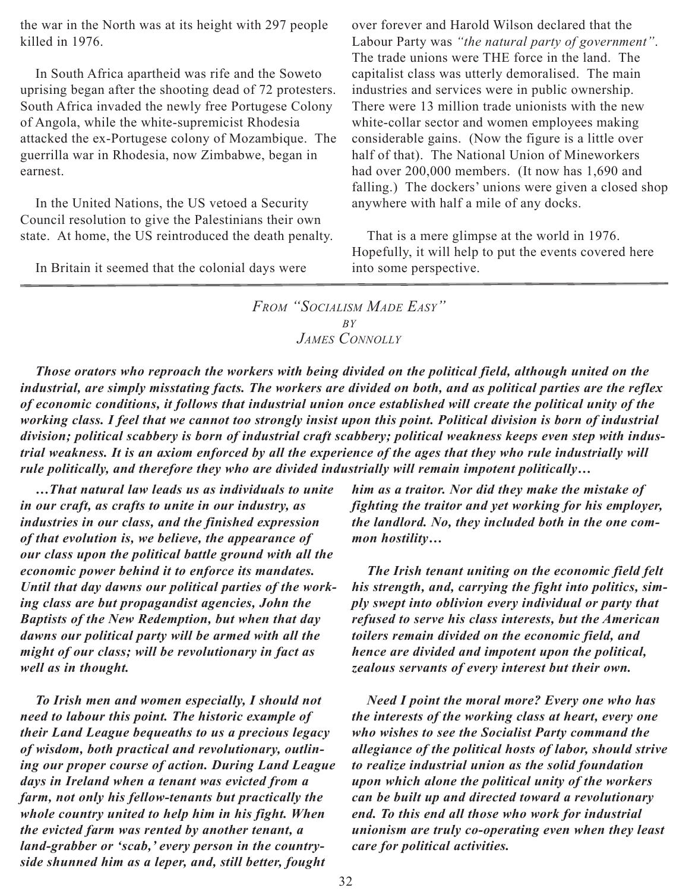the war in the North was at its height with 297 people killed in 1976.

In South Africa apartheid was rife and the Soweto uprising began after the shooting dead of 72 protesters. South Africa invaded the newly free Portugese Colony of Angola, while the white-supremicist Rhodesia attacked the ex-Portugese colony of Mozambique. The guerrilla war in Rhodesia, now Zimbabwe, began in earnest.

In the United Nations, the US vetoed a Security Council resolution to give the Palestinians their own state. At home, the US reintroduced the death penalty.

In Britain it seemed that the colonial days were over forever and Harold Wilson declared that the Labour Party was *"the natural party of government"*. The trade unions were THE force in the land. The capitalist class was utterly demoralised. The main industries and services were in public ownership. There were 13 million trade unionists with the new white-collar sector and women employees making considerable gains. (Now the figure is a little over half of that). The National Union of Mineworkers had over 200,000 members. (It now has 1,690 and falling.) The dockers' unions were given a closed shop anywhere with half a mile of any docks.

That is a mere glimpse at the world in 1976. Hopefully, it will help to put the events covered here into some perspective.

---

## *From "Socialism Made Easy"*
### *by*
### *James Connolly*

***Those orators who reproach the workers with being divided on the political field, although united on the industrial, are simply misstating facts. The workers are divided on both, and as political parties are the reflex of economic conditions, it follows that industrial union once established will create the political unity of the working class. I feel that we cannot too strongly insist upon this point. Political division is born of industrial division; political scabbery is born of industrial craft scabbery; political weakness keeps even step with industrial weakness. It is an axiom enforced by all the experience of the ages that they who rule industrially will rule politically, and therefore they who are divided industrially will remain impotent politically…***

***…That natural law leads us as individuals to unite in our craft, as crafts to unite in our industry, as industries in our class, and the finished expression of that evolution is, we believe, the appearance of our class upon the political battle ground with all the economic power behind it to enforce its mandates. Until that day dawns our political parties of the working class are but propagandist agencies, John the Baptists of the New Redemption, but when that day dawns our political party will be armed with all the might of our class; will be revolutionary in fact as well as in thought.***

***To Irish men and women especially, I should not need to labour this point. The historic example of their Land League bequeaths to us a precious legacy of wisdom, both practical and revolutionary, outlining our proper course of action. During Land League days in Ireland when a tenant was evicted from a farm, not only his fellow-tenants but practically the whole country united to help him in his fight. When the evicted farm was rented by another tenant, a land-grabber or 'scab,' every person in the countryside shunned him as a leper, and, still better, fought him as a traitor. Nor did they make the mistake of fighting the traitor and yet working for his employer, the landlord. No, they included both in the one common hostility…***

***The Irish tenant uniting on the economic field felt his strength, and, carrying the fight into politics, simply swept into oblivion every individual or party that refused to serve his class interests, but the American toilers remain divided on the economic field, and hence are divided and impotent upon the political, zealous servants of every interest but their own.***

***Need I point the moral more? Every one who has the interests of the working class at heart, every one who wishes to see the Socialist Party command the allegiance of the political hosts of labor, should strive to realize industrial union as the solid foundation upon which alone the political unity of the workers can be built up and directed toward a revolutionary end. To this end all those who work for industrial unionism are truly co-operating even when they least care for political activities.***